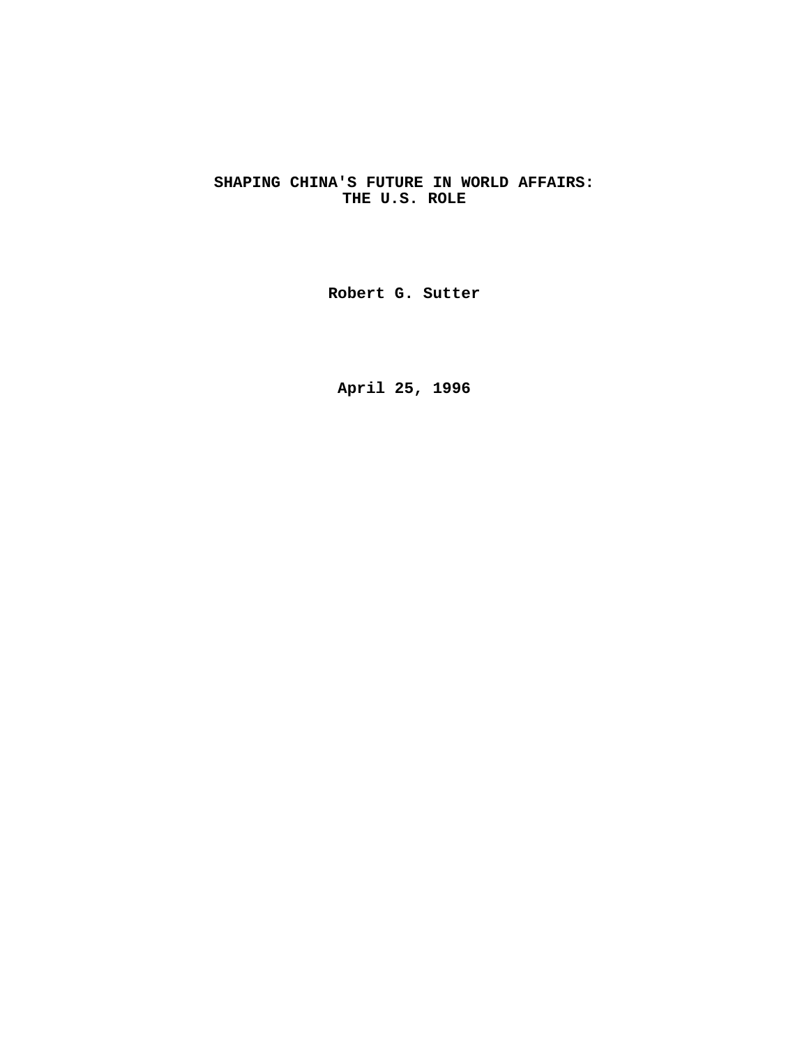# SHAPING CHINA'S FUTURE IN WORLD AFFAIRS: THE U.S. ROLE

**Robert G. Sutter**

**April 25, 1996**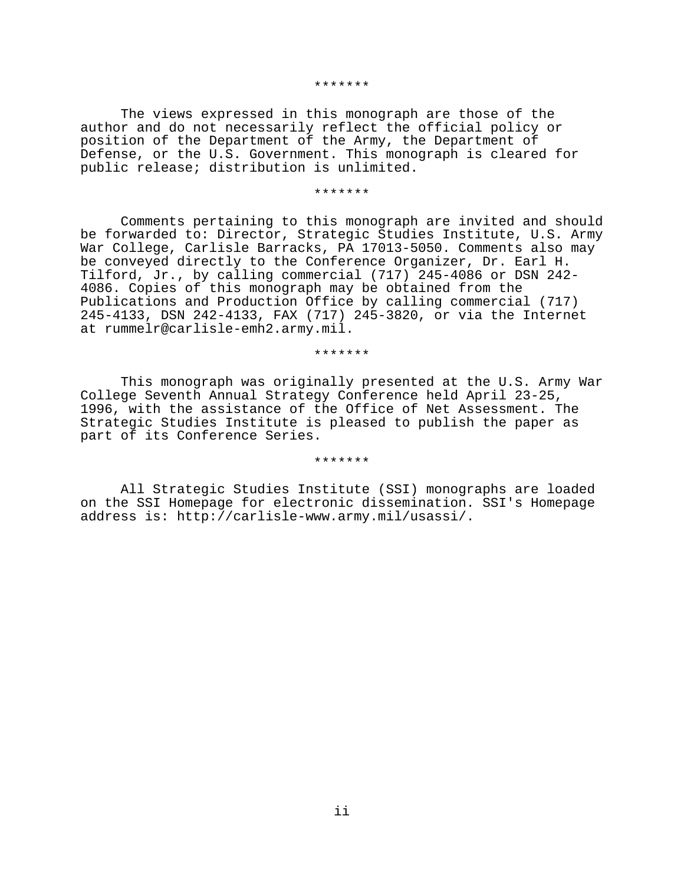*******

The views expressed in this monograph are those of the author and do not necessarily reflect the official policy or position of the Department of the Army, the Department of Defense, or the U.S. Government. This monograph is cleared for public release; distribution is unlimited.

*******

Comments pertaining to this monograph are invited and should be forwarded to: Director, Strategic Studies Institute, U.S. Army War College, Carlisle Barracks, PA 17013-5050. Comments also may be conveyed directly to the Conference Organizer, Dr. Earl H. Tilford, Jr., by calling commercial (717) 245-4086 or DSN 242-4086. Copies of this monograph may be obtained from the Publications and Production Office by calling commercial (717) 245-4133, DSN 242-4133, FAX (717) 245-3820, or via the Internet at rummelr@carlisle-emh2.army.mil.

*******

This monograph was originally presented at the U.S. Army War College Seventh Annual Strategy Conference held April 23-25, 1996, with the assistance of the Office of Net Assessment. The Strategic Studies Institute is pleased to publish the paper as part of its Conference Series.

*******

All Strategic Studies Institute (SSI) monographs are loaded on the SSI Homepage for electronic dissemination. SSI's Homepage address is: http://carlisle-www.army.mil/usassi/.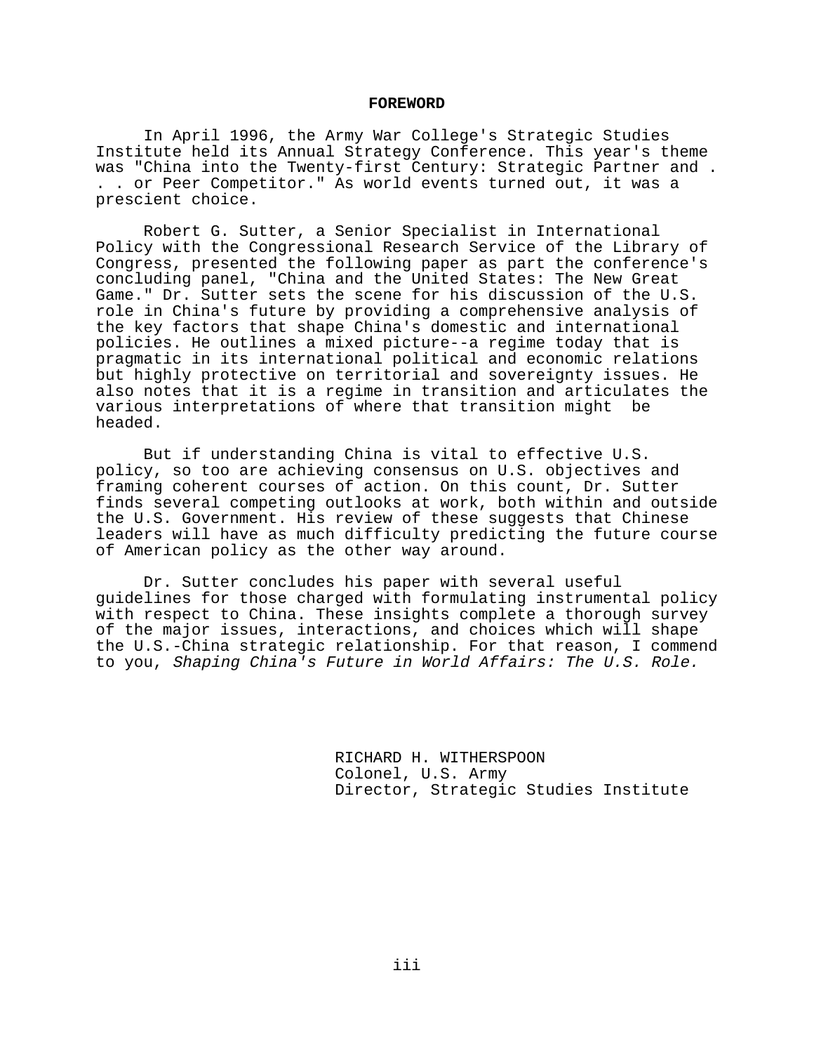# FOREWORD

In April 1996, the Army War College's Strategic Studies Institute held its Annual Strategy Conference. This year's theme was "China into the Twenty-first Century: Strategic Partner and . . . or Peer Competitor." As world events turned out, it was a prescient choice.

Robert G. Sutter, a Senior Specialist in International Policy with the Congressional Research Service of the Library of Congress, presented the following paper as part the conference's concluding panel, "China and the United States: The New Great Game." Dr. Sutter sets the scene for his discussion of the U.S. role in China's future by providing a comprehensive analysis of the key factors that shape China's domestic and international policies. He outlines a mixed picture--a regime today that is pragmatic in its international political and economic relations but highly protective on territorial and sovereignty issues. He also notes that it is a regime in transition and articulates the various interpretations of where that transition might be headed.

But if understanding China is vital to effective U.S. policy, so too are achieving consensus on U.S. objectives and framing coherent courses of action. On this count, Dr. Sutter finds several competing outlooks at work, both within and outside the U.S. Government. His review of these suggests that Chinese leaders will have as much difficulty predicting the future course of American policy as the other way around.

Dr. Sutter concludes his paper with several useful guidelines for those charged with formulating instrumental policy with respect to China. These insights complete a thorough survey of the major issues, interactions, and choices which will shape the U.S.-China strategic relationship. For that reason, I commend to you, *Shaping China's Future in World Affairs: The U.S. Role.*

RICHARD H. WITHERSPOON
Colonel, U.S. Army
Director, Strategic Studies Institute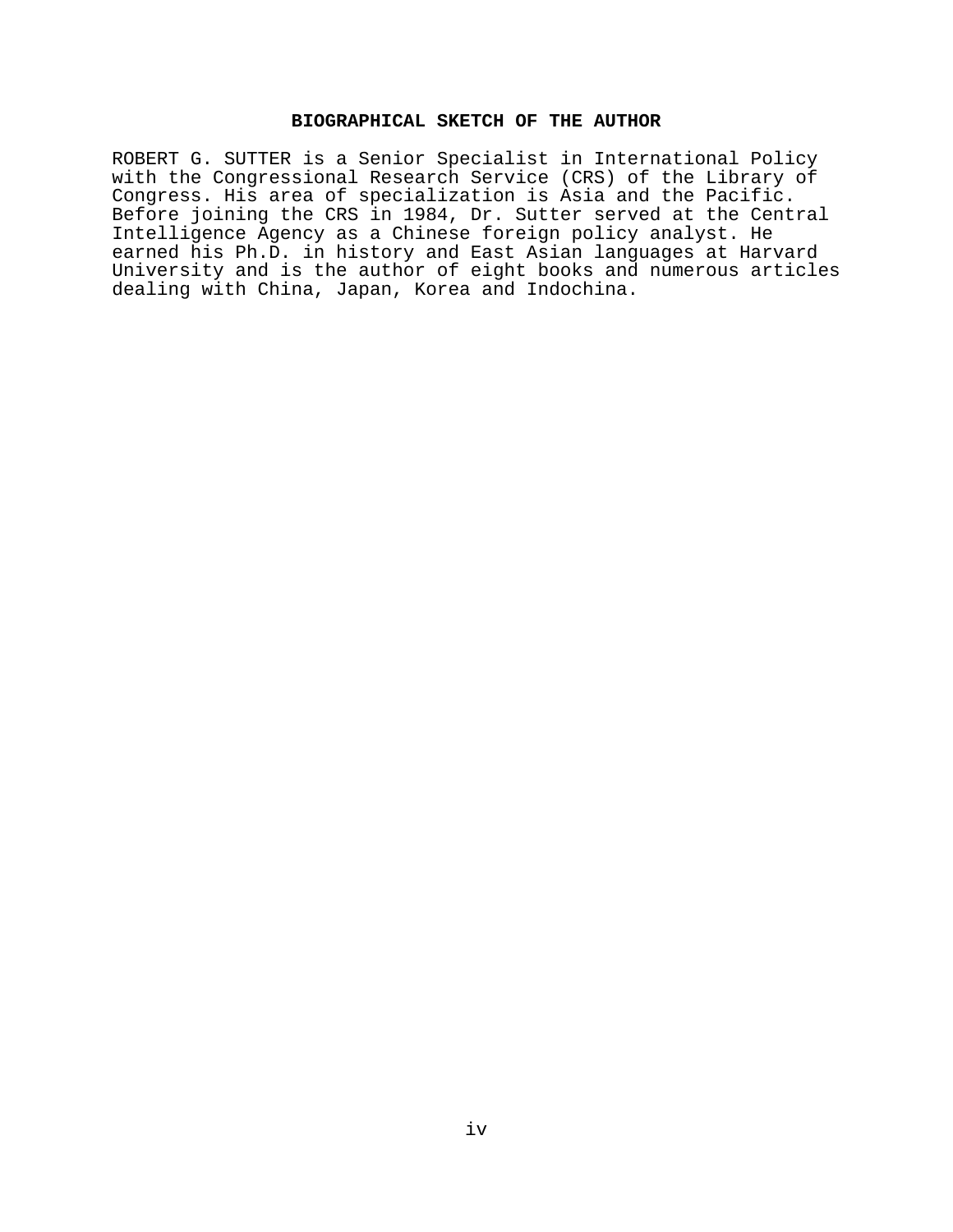## BIOGRAPHICAL SKETCH OF THE AUTHOR

ROBERT G. SUTTER is a Senior Specialist in International Policy with the Congressional Research Service (CRS) of the Library of Congress. His area of specialization is Asia and the Pacific. Before joining the CRS in 1984, Dr. Sutter served at the Central Intelligence Agency as a Chinese foreign policy analyst. He earned his Ph.D. in history and East Asian languages at Harvard University and is the author of eight books and numerous articles dealing with China, Japan, Korea and Indochina.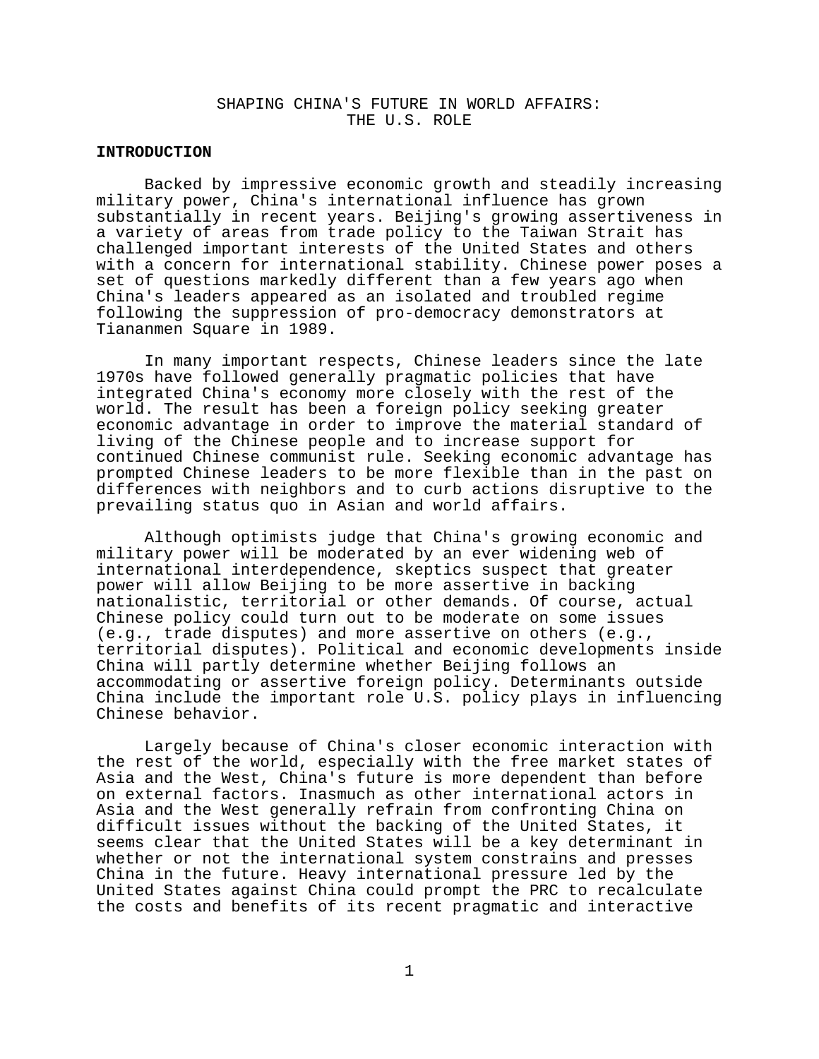# SHAPING CHINA'S FUTURE IN WORLD AFFAIRS: THE U.S. ROLE

## INTRODUCTION

Backed by impressive economic growth and steadily increasing military power, China's international influence has grown substantially in recent years. Beijing's growing assertiveness in a variety of areas from trade policy to the Taiwan Strait has challenged important interests of the United States and others with a concern for international stability. Chinese power poses a set of questions markedly different than a few years ago when China's leaders appeared as an isolated and troubled regime following the suppression of pro-democracy demonstrators at Tiananmen Square in 1989.

In many important respects, Chinese leaders since the late 1970s have followed generally pragmatic policies that have integrated China's economy more closely with the rest of the world. The result has been a foreign policy seeking greater economic advantage in order to improve the material standard of living of the Chinese people and to increase support for continued Chinese communist rule. Seeking economic advantage has prompted Chinese leaders to be more flexible than in the past on differences with neighbors and to curb actions disruptive to the prevailing status quo in Asian and world affairs.

Although optimists judge that China's growing economic and military power will be moderated by an ever widening web of international interdependence, skeptics suspect that greater power will allow Beijing to be more assertive in backing nationalistic, territorial or other demands. Of course, actual Chinese policy could turn out to be moderate on some issues (e.g., trade disputes) and more assertive on others (e.g., territorial disputes). Political and economic developments inside China will partly determine whether Beijing follows an accommodating or assertive foreign policy. Determinants outside China include the important role U.S. policy plays in influencing Chinese behavior.

Largely because of China's closer economic interaction with the rest of the world, especially with the free market states of Asia and the West, China's future is more dependent than before on external factors. Inasmuch as other international actors in Asia and the West generally refrain from confronting China on difficult issues without the backing of the United States, it seems clear that the United States will be a key determinant in whether or not the international system constrains and presses China in the future. Heavy international pressure led by the United States against China could prompt the PRC to recalculate the costs and benefits of its recent pragmatic and interactive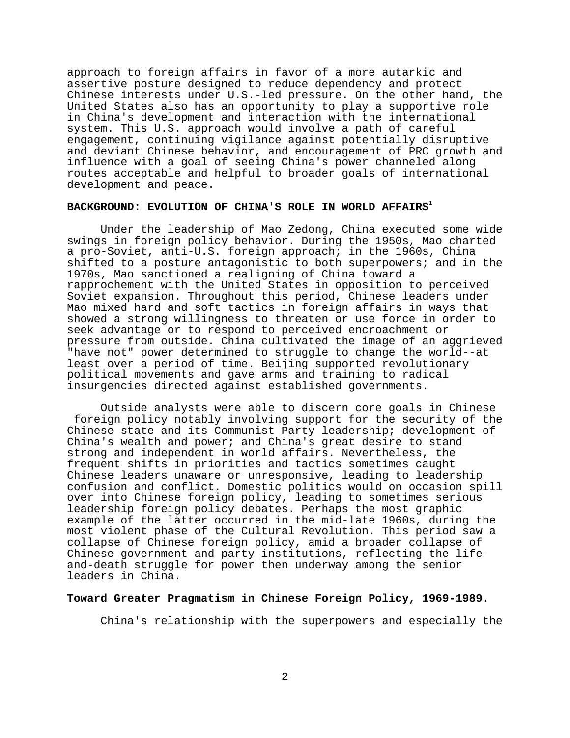approach to foreign affairs in favor of a more autarkic and assertive posture designed to reduce dependency and protect Chinese interests under U.S.-led pressure. On the other hand, the United States also has an opportunity to play a supportive role in China's development and interaction with the international system. This U.S. approach would involve a path of careful engagement, continuing vigilance against potentially disruptive and deviant Chinese behavior, and encouragement of PRC growth and influence with a goal of seeing China's power channeled along routes acceptable and helpful to broader goals of international development and peace.

## BACKGROUND: EVOLUTION OF CHINA'S ROLE IN WORLD AFFAIRS[1]

Under the leadership of Mao Zedong, China executed some wide swings in foreign policy behavior. During the 1950s, Mao charted a pro-Soviet, anti-U.S. foreign approach; in the 1960s, China shifted to a posture antagonistic to both superpowers; and in the 1970s, Mao sanctioned a realigning of China toward a rapprochement with the United States in opposition to perceived Soviet expansion. Throughout this period, Chinese leaders under Mao mixed hard and soft tactics in foreign affairs in ways that showed a strong willingness to threaten or use force in order to seek advantage or to respond to perceived encroachment or pressure from outside. China cultivated the image of an aggrieved "have not" power determined to struggle to change the world--at least over a period of time. Beijing supported revolutionary political movements and gave arms and training to radical insurgencies directed against established governments.

Outside analysts were able to discern core goals in Chinese foreign policy notably involving support for the security of the Chinese state and its Communist Party leadership; development of China's wealth and power; and China's great desire to stand strong and independent in world affairs. Nevertheless, the frequent shifts in priorities and tactics sometimes caught Chinese leaders unaware or unresponsive, leading to leadership confusion and conflict. Domestic politics would on occasion spill over into Chinese foreign policy, leading to sometimes serious leadership foreign policy debates. Perhaps the most graphic example of the latter occurred in the mid-late 1960s, during the most violent phase of the Cultural Revolution. This period saw a collapse of Chinese foreign policy, amid a broader collapse of Chinese government and party institutions, reflecting the life-and-death struggle for power then underway among the senior leaders in China.

### Toward Greater Pragmatism in Chinese Foreign Policy, 1969-1989.

China's relationship with the superpowers and especially the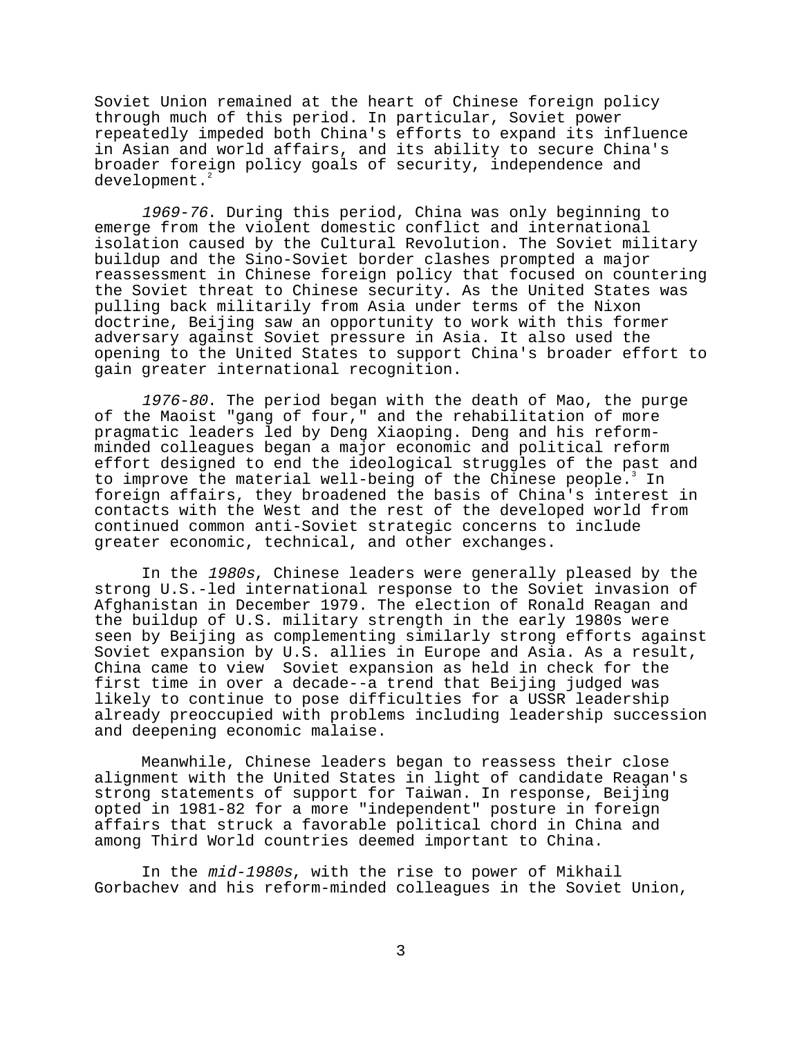Soviet Union remained at the heart of Chinese foreign policy through much of this period. In particular, Soviet power repeatedly impeded both China's efforts to expand its influence in Asian and world affairs, and its ability to secure China's broader foreign policy goals of security, independence and development.[2]

*1969-76*. During this period, China was only beginning to emerge from the violent domestic conflict and international isolation caused by the Cultural Revolution. The Soviet military buildup and the Sino-Soviet border clashes prompted a major reassessment in Chinese foreign policy that focused on countering the Soviet threat to Chinese security. As the United States was pulling back militarily from Asia under terms of the Nixon doctrine, Beijing saw an opportunity to work with this former adversary against Soviet pressure in Asia. It also used the opening to the United States to support China's broader effort to gain greater international recognition.

*1976-80*. The period began with the death of Mao, the purge of the Maoist "gang of four," and the rehabilitation of more pragmatic leaders led by Deng Xiaoping. Deng and his reform-minded colleagues began a major economic and political reform effort designed to end the ideological struggles of the past and to improve the material well-being of the Chinese people.[3] In foreign affairs, they broadened the basis of China's interest in contacts with the West and the rest of the developed world from continued common anti-Soviet strategic concerns to include greater economic, technical, and other exchanges.

In the *1980s*, Chinese leaders were generally pleased by the strong U.S.-led international response to the Soviet invasion of Afghanistan in December 1979. The election of Ronald Reagan and the buildup of U.S. military strength in the early 1980s were seen by Beijing as complementing similarly strong efforts against Soviet expansion by U.S. allies in Europe and Asia. As a result, China came to view Soviet expansion as held in check for the first time in over a decade--a trend that Beijing judged was likely to continue to pose difficulties for a USSR leadership already preoccupied with problems including leadership succession and deepening economic malaise.

Meanwhile, Chinese leaders began to reassess their close alignment with the United States in light of candidate Reagan's strong statements of support for Taiwan. In response, Beijing opted in 1981-82 for a more "independent" posture in foreign affairs that struck a favorable political chord in China and among Third World countries deemed important to China.

In the *mid-1980s*, with the rise to power of Mikhail Gorbachev and his reform-minded colleagues in the Soviet Union,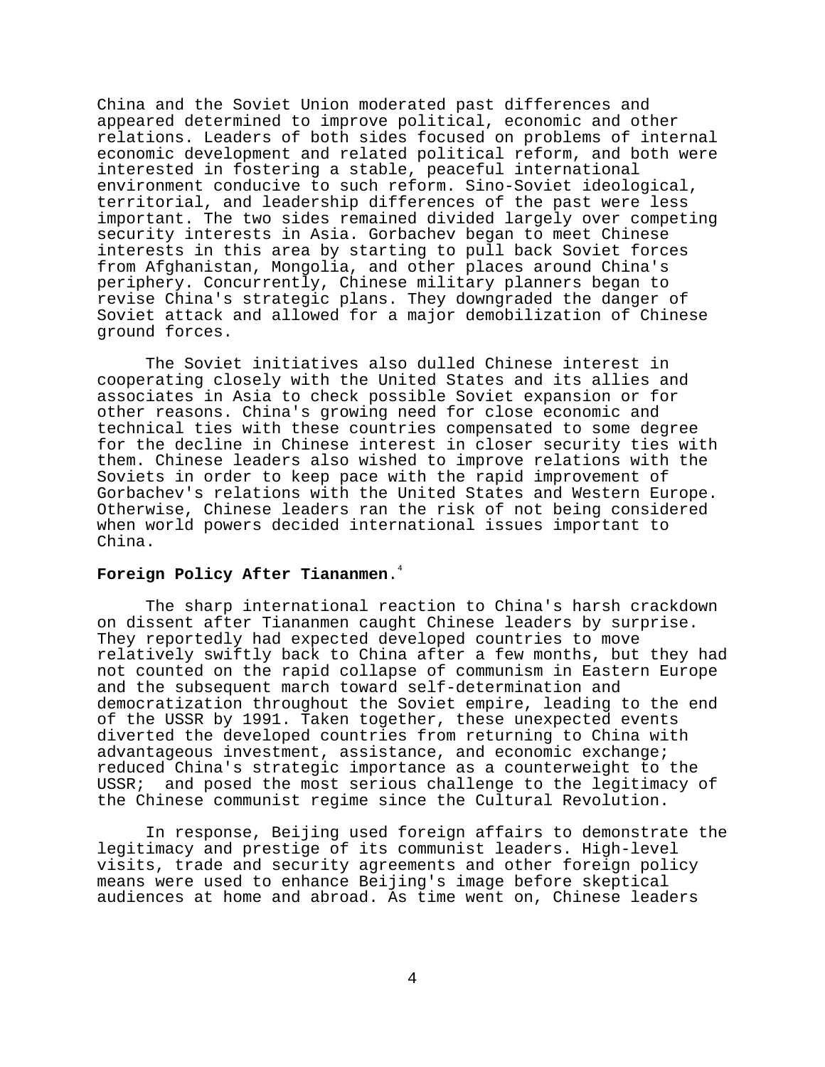China and the Soviet Union moderated past differences and appeared determined to improve political, economic and other relations. Leaders of both sides focused on problems of internal economic development and related political reform, and both were interested in fostering a stable, peaceful international environment conducive to such reform. Sino-Soviet ideological, territorial, and leadership differences of the past were less important. The two sides remained divided largely over competing security interests in Asia. Gorbachev began to meet Chinese interests in this area by starting to pull back Soviet forces from Afghanistan, Mongolia, and other places around China's periphery. Concurrently, Chinese military planners began to revise China's strategic plans. They downgraded the danger of Soviet attack and allowed for a major demobilization of Chinese ground forces.

The Soviet initiatives also dulled Chinese interest in cooperating closely with the United States and its allies and associates in Asia to check possible Soviet expansion or for other reasons. China's growing need for close economic and technical ties with these countries compensated to some degree for the decline in Chinese interest in closer security ties with them. Chinese leaders also wished to improve relations with the Soviets in order to keep pace with the rapid improvement of Gorbachev's relations with the United States and Western Europe. Otherwise, Chinese leaders ran the risk of not being considered when world powers decided international issues important to China.

**Foreign Policy After Tiananmen.**[4]

The sharp international reaction to China's harsh crackdown on dissent after Tiananmen caught Chinese leaders by surprise. They reportedly had expected developed countries to move relatively swiftly back to China after a few months, but they had not counted on the rapid collapse of communism in Eastern Europe and the subsequent march toward self-determination and democratization throughout the Soviet empire, leading to the end of the USSR by 1991. Taken together, these unexpected events diverted the developed countries from returning to China with advantageous investment, assistance, and economic exchange; reduced China's strategic importance as a counterweight to the USSR; and posed the most serious challenge to the legitimacy of the Chinese communist regime since the Cultural Revolution.

In response, Beijing used foreign affairs to demonstrate the legitimacy and prestige of its communist leaders. High-level visits, trade and security agreements and other foreign policy means were used to enhance Beijing's image before skeptical audiences at home and abroad. As time went on, Chinese leaders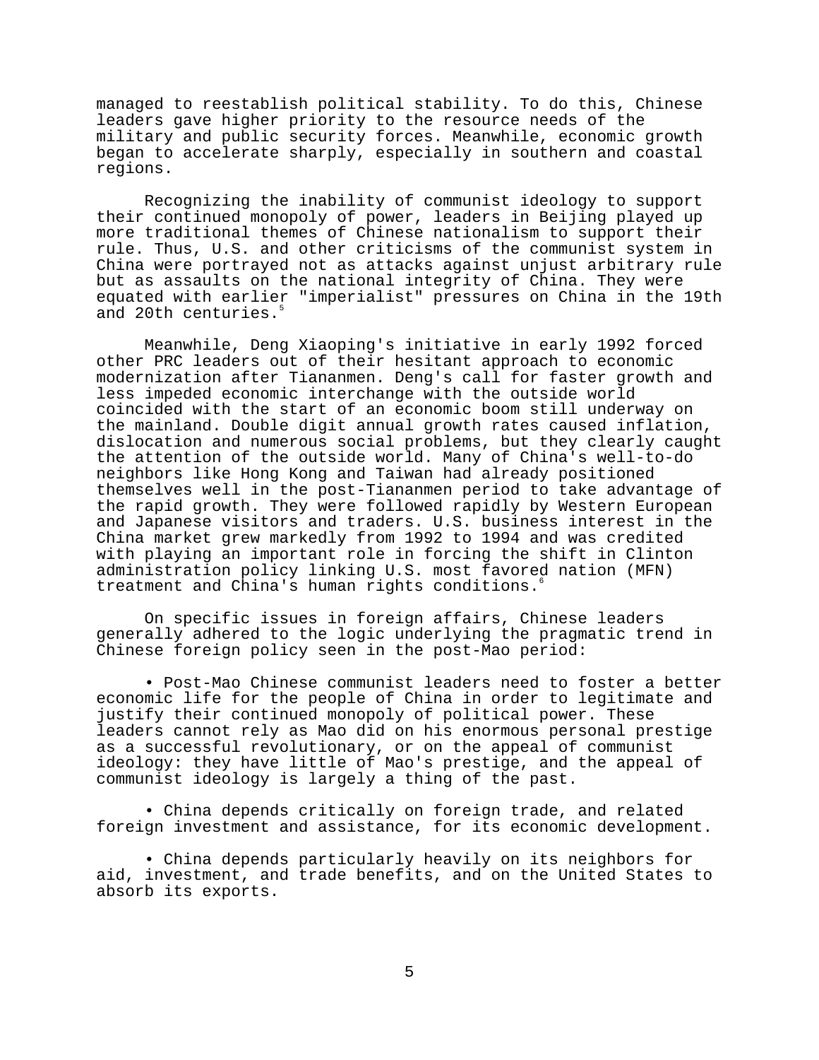managed to reestablish political stability. To do this, Chinese leaders gave higher priority to the resource needs of the military and public security forces. Meanwhile, economic growth began to accelerate sharply, especially in southern and coastal regions.

Recognizing the inability of communist ideology to support their continued monopoly of power, leaders in Beijing played up more traditional themes of Chinese nationalism to support their rule. Thus, U.S. and other criticisms of the communist system in China were portrayed not as attacks against unjust arbitrary rule but as assaults on the national integrity of China. They were equated with earlier "imperialist" pressures on China in the 19th and 20th centuries.[5]

Meanwhile, Deng Xiaoping's initiative in early 1992 forced other PRC leaders out of their hesitant approach to economic modernization after Tiananmen. Deng's call for faster growth and less impeded economic interchange with the outside world coincided with the start of an economic boom still underway on the mainland. Double digit annual growth rates caused inflation, dislocation and numerous social problems, but they clearly caught the attention of the outside world. Many of China's well-to-do neighbors like Hong Kong and Taiwan had already positioned themselves well in the post-Tiananmen period to take advantage of the rapid growth. They were followed rapidly by Western European and Japanese visitors and traders. U.S. business interest in the China market grew markedly from 1992 to 1994 and was credited with playing an important role in forcing the shift in Clinton administration policy linking U.S. most favored nation (MFN) treatment and China's human rights conditions.[6]

On specific issues in foreign affairs, Chinese leaders generally adhered to the logic underlying the pragmatic trend in Chinese foreign policy seen in the post-Mao period:

- Post-Mao Chinese communist leaders need to foster a better economic life for the people of China in order to legitimate and justify their continued monopoly of political power. These leaders cannot rely as Mao did on his enormous personal prestige as a successful revolutionary, or on the appeal of communist ideology: they have little of Mao's prestige, and the appeal of communist ideology is largely a thing of the past.

- China depends critically on foreign trade, and related foreign investment and assistance, for its economic development.

- China depends particularly heavily on its neighbors for aid, investment, and trade benefits, and on the United States to absorb its exports.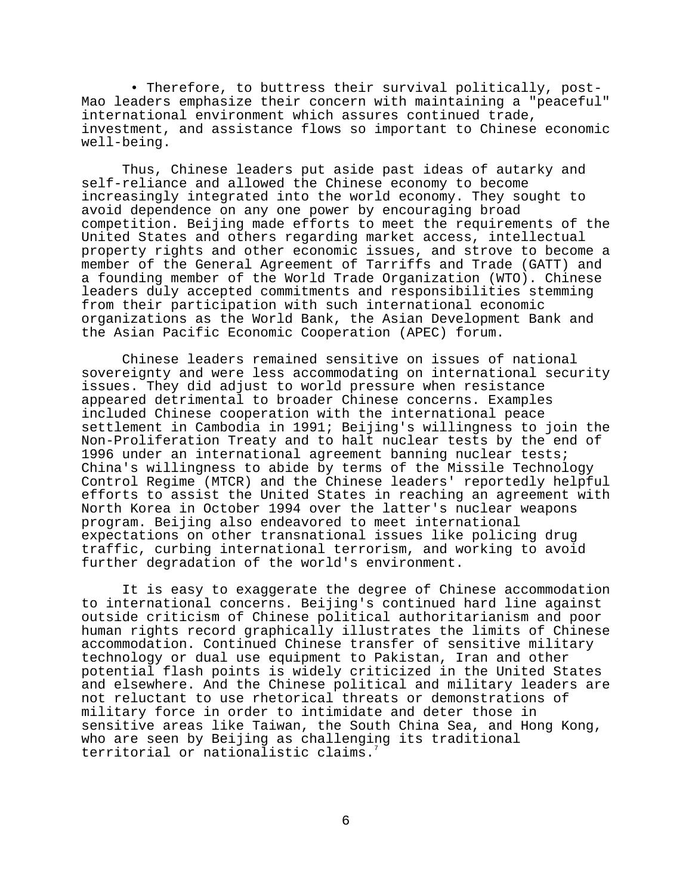- Therefore, to buttress their survival politically, post-Mao leaders emphasize their concern with maintaining a "peaceful" international environment which assures continued trade, investment, and assistance flows so important to Chinese economic well-being.

Thus, Chinese leaders put aside past ideas of autarky and self-reliance and allowed the Chinese economy to become increasingly integrated into the world economy. They sought to avoid dependence on any one power by encouraging broad competition. Beijing made efforts to meet the requirements of the United States and others regarding market access, intellectual property rights and other economic issues, and strove to become a member of the General Agreement of Tarriffs and Trade (GATT) and a founding member of the World Trade Organization (WTO). Chinese leaders duly accepted commitments and responsibilities stemming from their participation with such international economic organizations as the World Bank, the Asian Development Bank and the Asian Pacific Economic Cooperation (APEC) forum.

Chinese leaders remained sensitive on issues of national sovereignty and were less accommodating on international security issues. They did adjust to world pressure when resistance appeared detrimental to broader Chinese concerns. Examples included Chinese cooperation with the international peace settlement in Cambodia in 1991; Beijing's willingness to join the Non-Proliferation Treaty and to halt nuclear tests by the end of 1996 under an international agreement banning nuclear tests; China's willingness to abide by terms of the Missile Technology Control Regime (MTCR) and the Chinese leaders' reportedly helpful efforts to assist the United States in reaching an agreement with North Korea in October 1994 over the latter's nuclear weapons program. Beijing also endeavored to meet international expectations on other transnational issues like policing drug traffic, curbing international terrorism, and working to avoid further degradation of the world's environment.

It is easy to exaggerate the degree of Chinese accommodation to international concerns. Beijing's continued hard line against outside criticism of Chinese political authoritarianism and poor human rights record graphically illustrates the limits of Chinese accommodation. Continued Chinese transfer of sensitive military technology or dual use equipment to Pakistan, Iran and other potential flash points is widely criticized in the United States and elsewhere. And the Chinese political and military leaders are not reluctant to use rhetorical threats or demonstrations of military force in order to intimidate and deter those in sensitive areas like Taiwan, the South China Sea, and Hong Kong, who are seen by Beijing as challenging its traditional territorial or nationalistic claims.[7]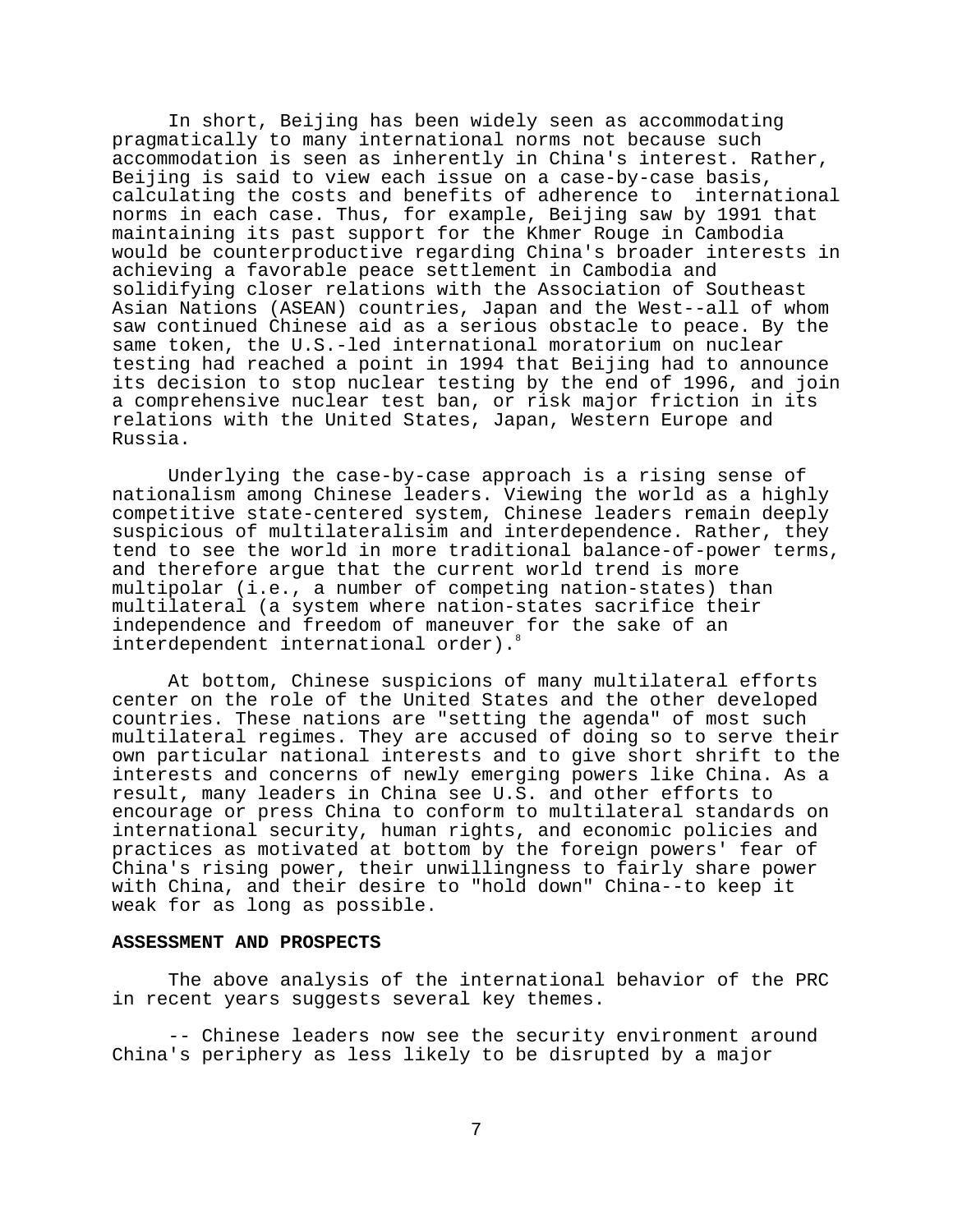In short, Beijing has been widely seen as accommodating pragmatically to many international norms not because such accommodation is seen as inherently in China's interest. Rather, Beijing is said to view each issue on a case-by-case basis, calculating the costs and benefits of adherence to international norms in each case. Thus, for example, Beijing saw by 1991 that maintaining its past support for the Khmer Rouge in Cambodia would be counterproductive regarding China's broader interests in achieving a favorable peace settlement in Cambodia and solidifying closer relations with the Association of Southeast Asian Nations (ASEAN) countries, Japan and the West--all of whom saw continued Chinese aid as a serious obstacle to peace. By the same token, the U.S.-led international moratorium on nuclear testing had reached a point in 1994 that Beijing had to announce its decision to stop nuclear testing by the end of 1996, and join a comprehensive nuclear test ban, or risk major friction in its relations with the United States, Japan, Western Europe and Russia.

Underlying the case-by-case approach is a rising sense of nationalism among Chinese leaders. Viewing the world as a highly competitive state-centered system, Chinese leaders remain deeply suspicious of multilateralisim and interdependence. Rather, they tend to see the world in more traditional balance-of-power terms, and therefore argue that the current world trend is more multipolar (i.e., a number of competing nation-states) than multilateral (a system where nation-states sacrifice their independence and freedom of maneuver for the sake of an interdependent international order).[8]

At bottom, Chinese suspicions of many multilateral efforts center on the role of the United States and the other developed countries. These nations are "setting the agenda" of most such multilateral regimes. They are accused of doing so to serve their own particular national interests and to give short shrift to the interests and concerns of newly emerging powers like China. As a result, many leaders in China see U.S. and other efforts to encourage or press China to conform to multilateral standards on international security, human rights, and economic policies and practices as motivated at bottom by the foreign powers' fear of China's rising power, their unwillingness to fairly share power with China, and their desire to "hold down" China--to keep it weak for as long as possible.

**ASSESSMENT AND PROSPECTS**

The above analysis of the international behavior of the PRC in recent years suggests several key themes.

-- Chinese leaders now see the security environment around China's periphery as less likely to be disrupted by a major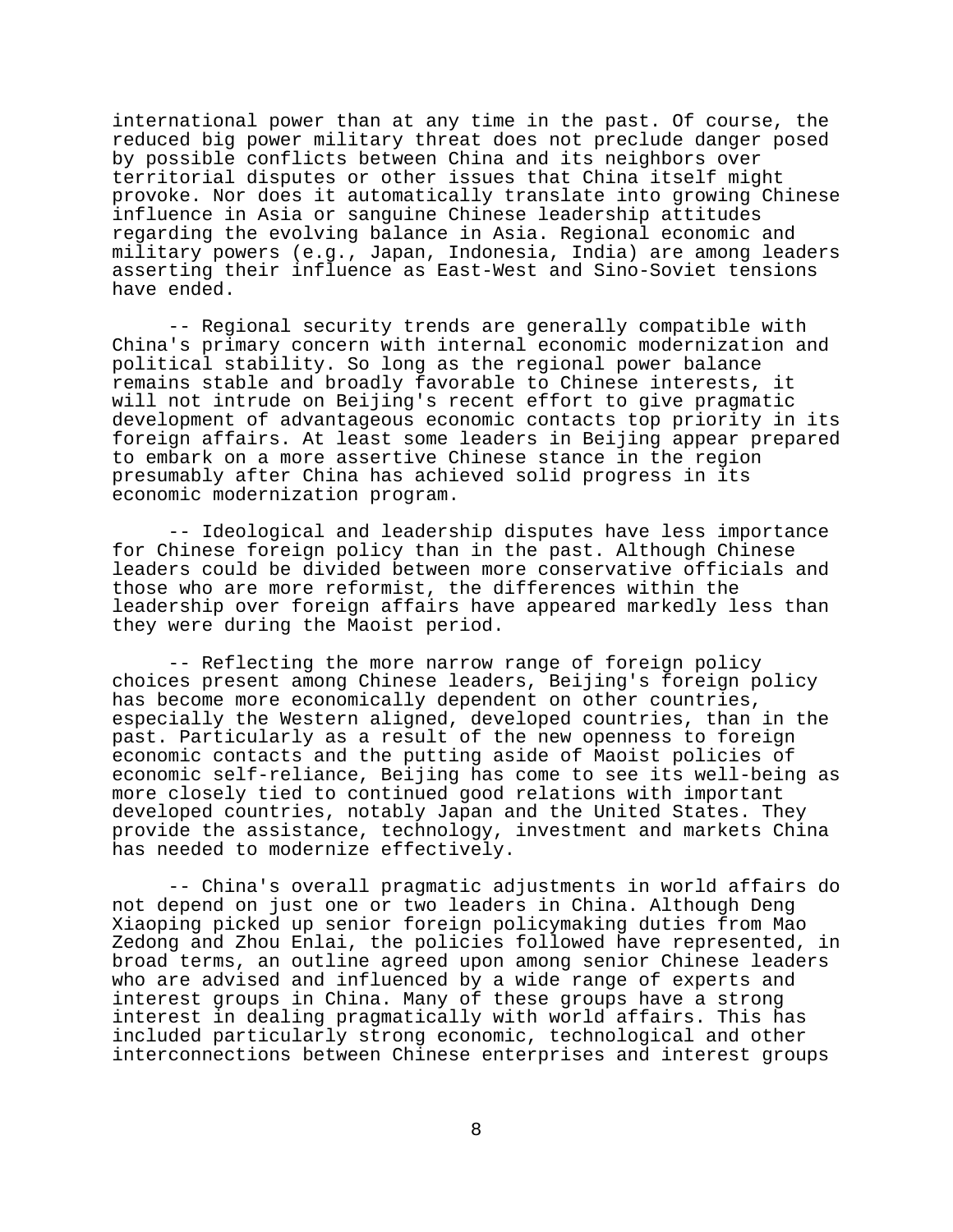international power than at any time in the past. Of course, the reduced big power military threat does not preclude danger posed by possible conflicts between China and its neighbors over territorial disputes or other issues that China itself might provoke. Nor does it automatically translate into growing Chinese influence in Asia or sanguine Chinese leadership attitudes regarding the evolving balance in Asia. Regional economic and military powers (e.g., Japan, Indonesia, India) are among leaders asserting their influence as East-West and Sino-Soviet tensions have ended.

-- Regional security trends are generally compatible with China's primary concern with internal economic modernization and political stability. So long as the regional power balance remains stable and broadly favorable to Chinese interests, it will not intrude on Beijing's recent effort to give pragmatic development of advantageous economic contacts top priority in its foreign affairs. At least some leaders in Beijing appear prepared to embark on a more assertive Chinese stance in the region presumably after China has achieved solid progress in its economic modernization program.

-- Ideological and leadership disputes have less importance for Chinese foreign policy than in the past. Although Chinese leaders could be divided between more conservative officials and those who are more reformist, the differences within the leadership over foreign affairs have appeared markedly less than they were during the Maoist period.

-- Reflecting the more narrow range of foreign policy choices present among Chinese leaders, Beijing's foreign policy has become more economically dependent on other countries, especially the Western aligned, developed countries, than in the past. Particularly as a result of the new openness to foreign economic contacts and the putting aside of Maoist policies of economic self-reliance, Beijing has come to see its well-being as more closely tied to continued good relations with important developed countries, notably Japan and the United States. They provide the assistance, technology, investment and markets China has needed to modernize effectively.

-- China's overall pragmatic adjustments in world affairs do not depend on just one or two leaders in China. Although Deng Xiaoping picked up senior foreign policymaking duties from Mao Zedong and Zhou Enlai, the policies followed have represented, in broad terms, an outline agreed upon among senior Chinese leaders who are advised and influenced by a wide range of experts and interest groups in China. Many of these groups have a strong interest in dealing pragmatically with world affairs. This has included particularly strong economic, technological and other interconnections between Chinese enterprises and interest groups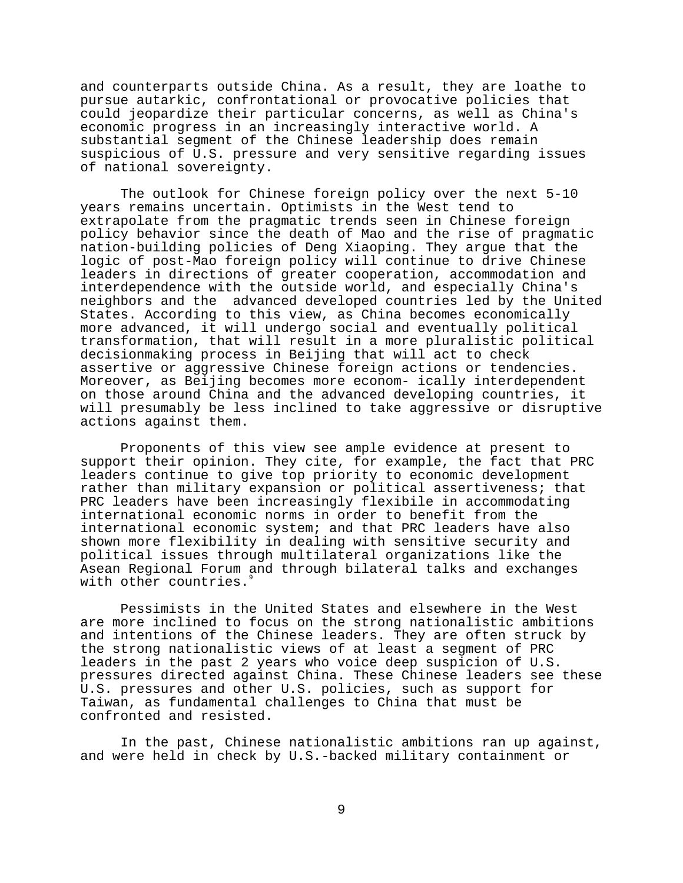and counterparts outside China. As a result, they are loathe to pursue autarkic, confrontational or provocative policies that could jeopardize their particular concerns, as well as China's economic progress in an increasingly interactive world. A substantial segment of the Chinese leadership does remain suspicious of U.S. pressure and very sensitive regarding issues of national sovereignty.

The outlook for Chinese foreign policy over the next 5-10 years remains uncertain. Optimists in the West tend to extrapolate from the pragmatic trends seen in Chinese foreign policy behavior since the death of Mao and the rise of pragmatic nation-building policies of Deng Xiaoping. They argue that the logic of post-Mao foreign policy will continue to drive Chinese leaders in directions of greater cooperation, accommodation and interdependence with the outside world, and especially China's neighbors and the advanced developed countries led by the United States. According to this view, as China becomes economically more advanced, it will undergo social and eventually political transformation, that will result in a more pluralistic political decisionmaking process in Beijing that will act to check assertive or aggressive Chinese foreign actions or tendencies. Moreover, as Beijing becomes more econom- ically interdependent on those around China and the advanced developing countries, it will presumably be less inclined to take aggressive or disruptive actions against them.

Proponents of this view see ample evidence at present to support their opinion. They cite, for example, the fact that PRC leaders continue to give top priority to economic development rather than military expansion or political assertiveness; that PRC leaders have been increasingly flexibile in accommodating international economic norms in order to benefit from the international economic system; and that PRC leaders have also shown more flexibility in dealing with sensitive security and political issues through multilateral organizations like the Asean Regional Forum and through bilateral talks and exchanges with other countries.[9]

Pessimists in the United States and elsewhere in the West are more inclined to focus on the strong nationalistic ambitions and intentions of the Chinese leaders. They are often struck by the strong nationalistic views of at least a segment of PRC leaders in the past 2 years who voice deep suspicion of U.S. pressures directed against China. These Chinese leaders see these U.S. pressures and other U.S. policies, such as support for Taiwan, as fundamental challenges to China that must be confronted and resisted.

In the past, Chinese nationalistic ambitions ran up against, and were held in check by U.S.-backed military containment or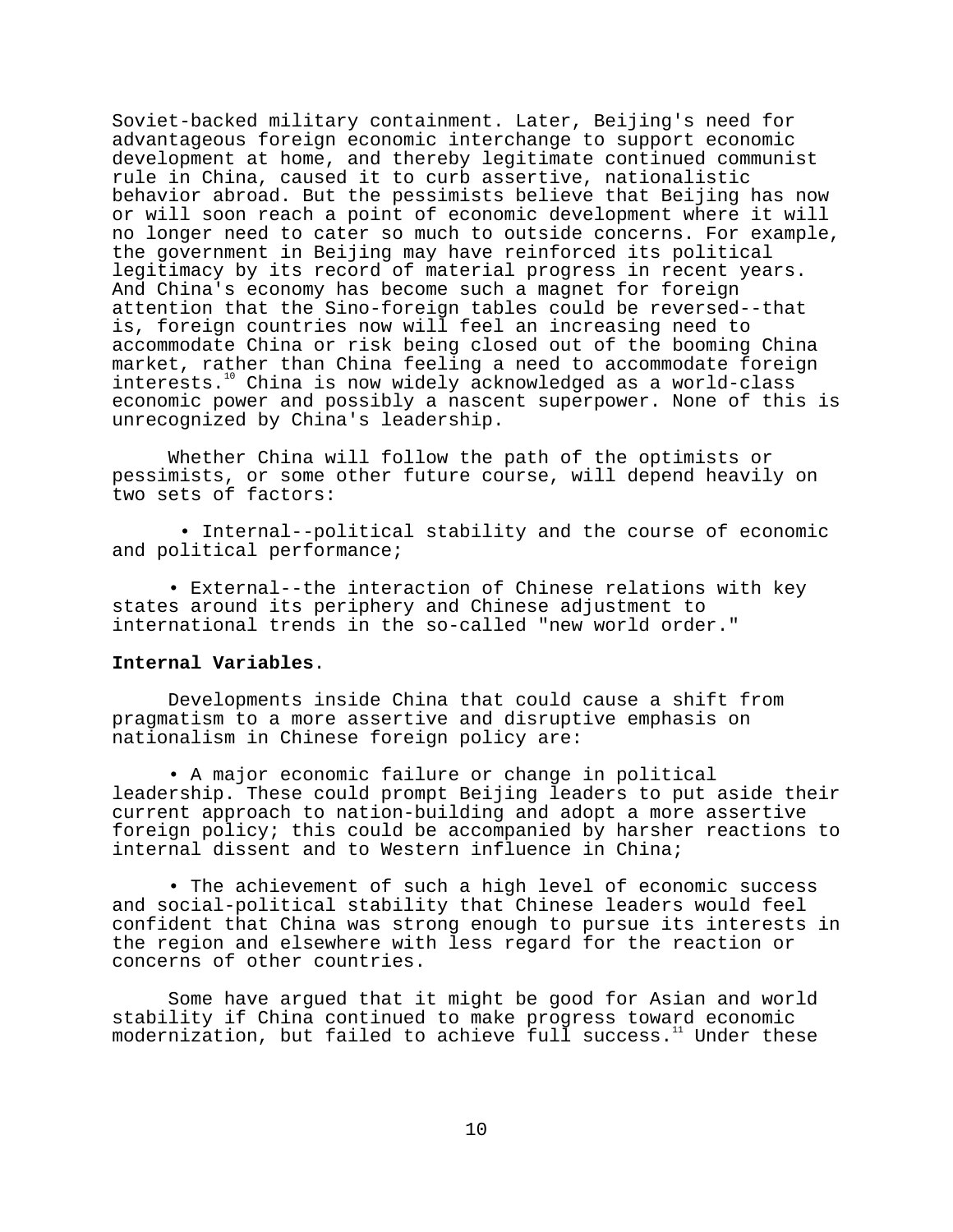Soviet-backed military containment. Later, Beijing's need for advantageous foreign economic interchange to support economic development at home, and thereby legitimate continued communist rule in China, caused it to curb assertive, nationalistic behavior abroad. But the pessimists believe that Beijing has now or will soon reach a point of economic development where it will no longer need to cater so much to outside concerns. For example, the government in Beijing may have reinforced its political legitimacy by its record of material progress in recent years. And China's economy has become such a magnet for foreign attention that the Sino-foreign tables could be reversed--that is, foreign countries now will feel an increasing need to accommodate China or risk being closed out of the booming China market, rather than China feeling a need to accommodate foreign interests.[10] China is now widely acknowledged as a world-class economic power and possibly a nascent superpower. None of this is unrecognized by China's leadership.

Whether China will follow the path of the optimists or pessimists, or some other future course, will depend heavily on two sets of factors:

- Internal--political stability and the course of economic and political performance;

- External--the interaction of Chinese relations with key states around its periphery and Chinese adjustment to international trends in the so-called "new world order."

**Internal Variables**.

Developments inside China that could cause a shift from pragmatism to a more assertive and disruptive emphasis on nationalism in Chinese foreign policy are:

- A major economic failure or change in political leadership. These could prompt Beijing leaders to put aside their current approach to nation-building and adopt a more assertive foreign policy; this could be accompanied by harsher reactions to internal dissent and to Western influence in China;

- The achievement of such a high level of economic success and social-political stability that Chinese leaders would feel confident that China was strong enough to pursue its interests in the region and elsewhere with less regard for the reaction or concerns of other countries.

Some have argued that it might be good for Asian and world stability if China continued to make progress toward economic modernization, but failed to achieve full success.[11] Under these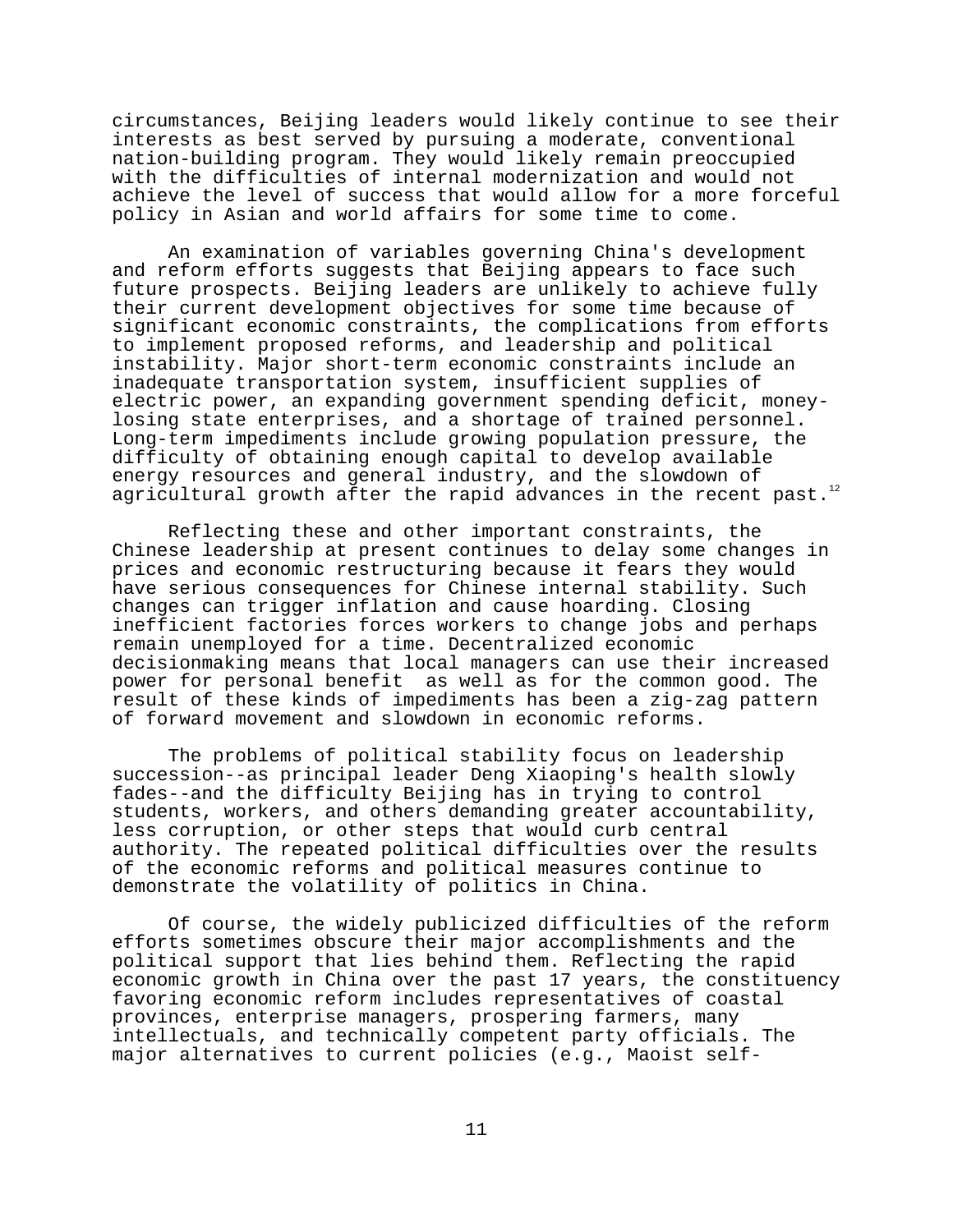circumstances, Beijing leaders would likely continue to see their interests as best served by pursuing a moderate, conventional nation-building program. They would likely remain preoccupied with the difficulties of internal modernization and would not achieve the level of success that would allow for a more forceful policy in Asian and world affairs for some time to come.

An examination of variables governing China's development and reform efforts suggests that Beijing appears to face such future prospects. Beijing leaders are unlikely to achieve fully their current development objectives for some time because of significant economic constraints, the complications from efforts to implement proposed reforms, and leadership and political instability. Major short-term economic constraints include an inadequate transportation system, insufficient supplies of electric power, an expanding government spending deficit, money-losing state enterprises, and a shortage of trained personnel. Long-term impediments include growing population pressure, the difficulty of obtaining enough capital to develop available energy resources and general industry, and the slowdown of agricultural growth after the rapid advances in the recent past.[12]

Reflecting these and other important constraints, the Chinese leadership at present continues to delay some changes in prices and economic restructuring because it fears they would have serious consequences for Chinese internal stability. Such changes can trigger inflation and cause hoarding. Closing inefficient factories forces workers to change jobs and perhaps remain unemployed for a time. Decentralized economic decisionmaking means that local managers can use their increased power for personal benefit as well as for the common good. The result of these kinds of impediments has been a zig-zag pattern of forward movement and slowdown in economic reforms.

The problems of political stability focus on leadership succession--as principal leader Deng Xiaoping's health slowly fades--and the difficulty Beijing has in trying to control students, workers, and others demanding greater accountability, less corruption, or other steps that would curb central authority. The repeated political difficulties over the results of the economic reforms and political measures continue to demonstrate the volatility of politics in China.

Of course, the widely publicized difficulties of the reform efforts sometimes obscure their major accomplishments and the political support that lies behind them. Reflecting the rapid economic growth in China over the past 17 years, the constituency favoring economic reform includes representatives of coastal provinces, enterprise managers, prospering farmers, many intellectuals, and technically competent party officials. The major alternatives to current policies (e.g., Maoist self-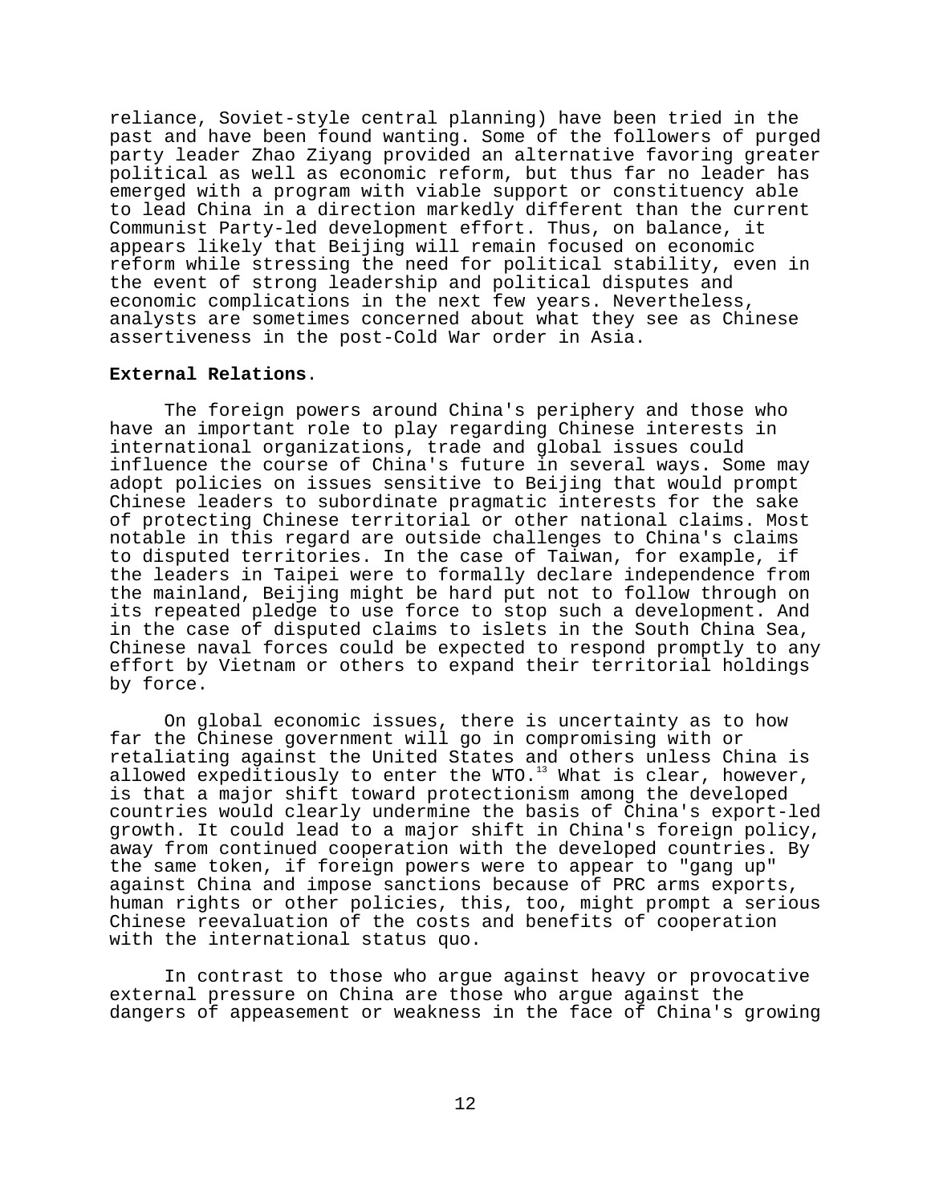reliance, Soviet-style central planning) have been tried in the past and have been found wanting. Some of the followers of purged party leader Zhao Ziyang provided an alternative favoring greater political as well as economic reform, but thus far no leader has emerged with a program with viable support or constituency able to lead China in a direction markedly different than the current Communist Party-led development effort. Thus, on balance, it appears likely that Beijing will remain focused on economic reform while stressing the need for political stability, even in the event of strong leadership and political disputes and economic complications in the next few years. Nevertheless, analysts are sometimes concerned about what they see as Chinese assertiveness in the post-Cold War order in Asia.

**External Relations**.

The foreign powers around China's periphery and those who have an important role to play regarding Chinese interests in international organizations, trade and global issues could influence the course of China's future in several ways. Some may adopt policies on issues sensitive to Beijing that would prompt Chinese leaders to subordinate pragmatic interests for the sake of protecting Chinese territorial or other national claims. Most notable in this regard are outside challenges to China's claims to disputed territories. In the case of Taiwan, for example, if the leaders in Taipei were to formally declare independence from the mainland, Beijing might be hard put not to follow through on its repeated pledge to use force to stop such a development. And in the case of disputed claims to islets in the South China Sea, Chinese naval forces could be expected to respond promptly to any effort by Vietnam or others to expand their territorial holdings by force.

On global economic issues, there is uncertainty as to how far the Chinese government will go in compromising with or retaliating against the United States and others unless China is allowed expeditiously to enter the WTO.[13] What is clear, however, is that a major shift toward protectionism among the developed countries would clearly undermine the basis of China's export-led growth. It could lead to a major shift in China's foreign policy, away from continued cooperation with the developed countries. By the same token, if foreign powers were to appear to "gang up" against China and impose sanctions because of PRC arms exports, human rights or other policies, this, too, might prompt a serious Chinese reevaluation of the costs and benefits of cooperation with the international status quo.

In contrast to those who argue against heavy or provocative external pressure on China are those who argue against the dangers of appeasement or weakness in the face of China's growing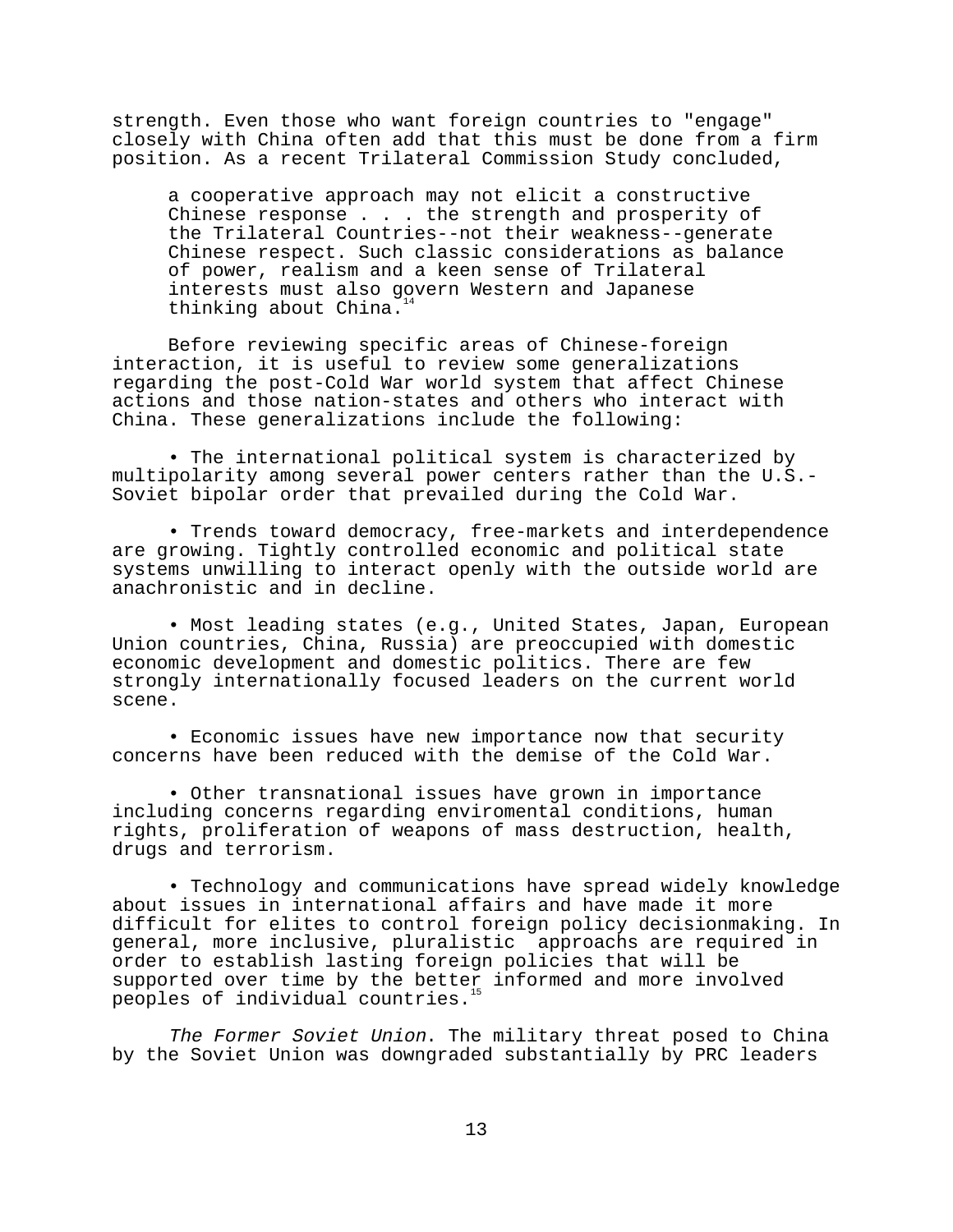strength. Even those who want foreign countries to "engage" closely with China often add that this must be done from a firm position. As a recent Trilateral Commission Study concluded,

> a cooperative approach may not elicit a constructive Chinese response . . . the strength and prosperity of the Trilateral Countries--not their weakness--generate Chinese respect. Such classic considerations as balance of power, realism and a keen sense of Trilateral interests must also govern Western and Japanese thinking about China.[14]

Before reviewing specific areas of Chinese-foreign interaction, it is useful to review some generalizations regarding the post-Cold War world system that affect Chinese actions and those nation-states and others who interact with China. These generalizations include the following:

- The international political system is characterized by multipolarity among several power centers rather than the U.S.-Soviet bipolar order that prevailed during the Cold War.

- Trends toward democracy, free-markets and interdependence are growing. Tightly controlled economic and political state systems unwilling to interact openly with the outside world are anachronistic and in decline.

- Most leading states (e.g., United States, Japan, European Union countries, China, Russia) are preoccupied with domestic economic development and domestic politics. There are few strongly internationally focused leaders on the current world scene.

- Economic issues have new importance now that security concerns have been reduced with the demise of the Cold War.

- Other transnational issues have grown in importance including concerns regarding enviromental conditions, human rights, proliferation of weapons of mass destruction, health, drugs and terrorism.

- Technology and communications have spread widely knowledge about issues in international affairs and have made it more difficult for elites to control foreign policy decisionmaking. In general, more inclusive, pluralistic approachs are required in order to establish lasting foreign policies that will be supported over time by the better informed and more involved peoples of individual countries.[15]

*The Former Soviet Union*. The military threat posed to China by the Soviet Union was downgraded substantially by PRC leaders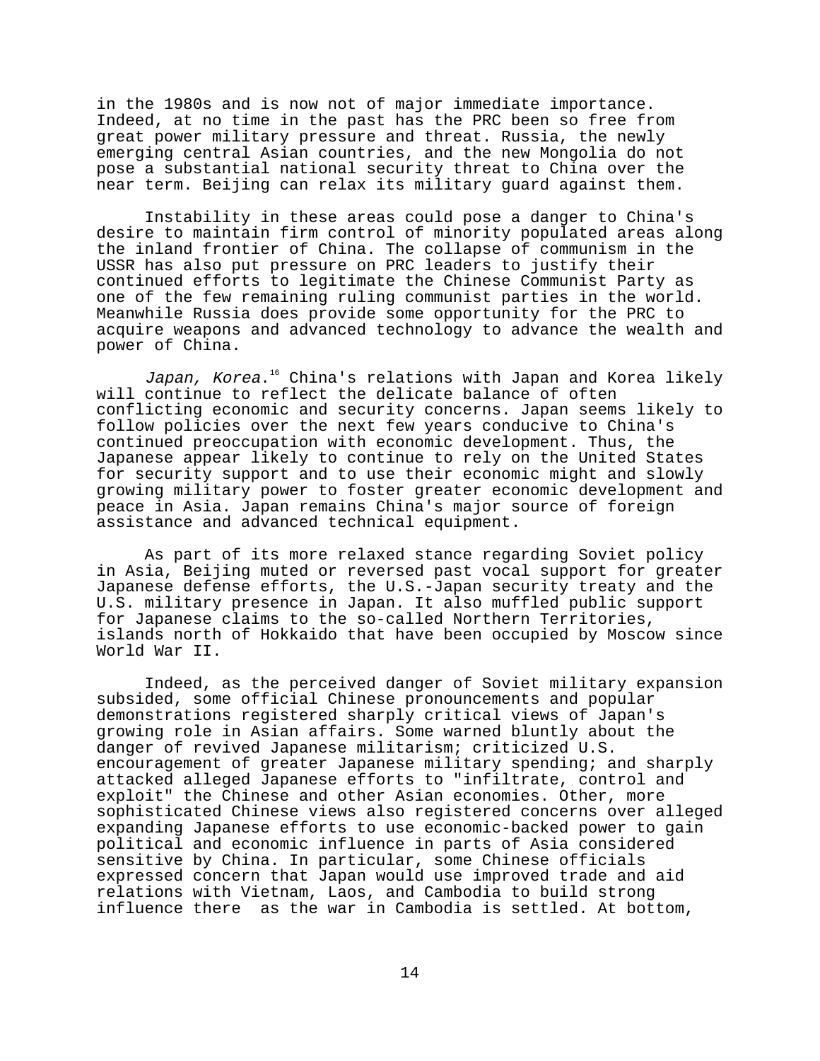in the 1980s and is now not of major immediate importance. Indeed, at no time in the past has the PRC been so free from great power military pressure and threat. Russia, the newly emerging central Asian countries, and the new Mongolia do not pose a substantial national security threat to China over the near term. Beijing can relax its military guard against them.

Instability in these areas could pose a danger to China's desire to maintain firm control of minority populated areas along the inland frontier of China. The collapse of communism in the USSR has also put pressure on PRC leaders to justify their continued efforts to legitimate the Chinese Communist Party as one of the few remaining ruling communist parties in the world. Meanwhile Russia does provide some opportunity for the PRC to acquire weapons and advanced technology to advance the wealth and power of China.

*Japan, Korea*.[16] China's relations with Japan and Korea likely will continue to reflect the delicate balance of often conflicting economic and security concerns. Japan seems likely to follow policies over the next few years conducive to China's continued preoccupation with economic development. Thus, the Japanese appear likely to continue to rely on the United States for security support and to use their economic might and slowly growing military power to foster greater economic development and peace in Asia. Japan remains China's major source of foreign assistance and advanced technical equipment.

As part of its more relaxed stance regarding Soviet policy in Asia, Beijing muted or reversed past vocal support for greater Japanese defense efforts, the U.S.-Japan security treaty and the U.S. military presence in Japan. It also muffled public support for Japanese claims to the so-called Northern Territories, islands north of Hokkaido that have been occupied by Moscow since World War II.

Indeed, as the perceived danger of Soviet military expansion subsided, some official Chinese pronouncements and popular demonstrations registered sharply critical views of Japan's growing role in Asian affairs. Some warned bluntly about the danger of revived Japanese militarism; criticized U.S. encouragement of greater Japanese military spending; and sharply attacked alleged Japanese efforts to "infiltrate, control and exploit" the Chinese and other Asian economies. Other, more sophisticated Chinese views also registered concerns over alleged expanding Japanese efforts to use economic-backed power to gain political and economic influence in parts of Asia considered sensitive by China. In particular, some Chinese officials expressed concern that Japan would use improved trade and aid relations with Vietnam, Laos, and Cambodia to build strong influence there as the war in Cambodia is settled. At bottom,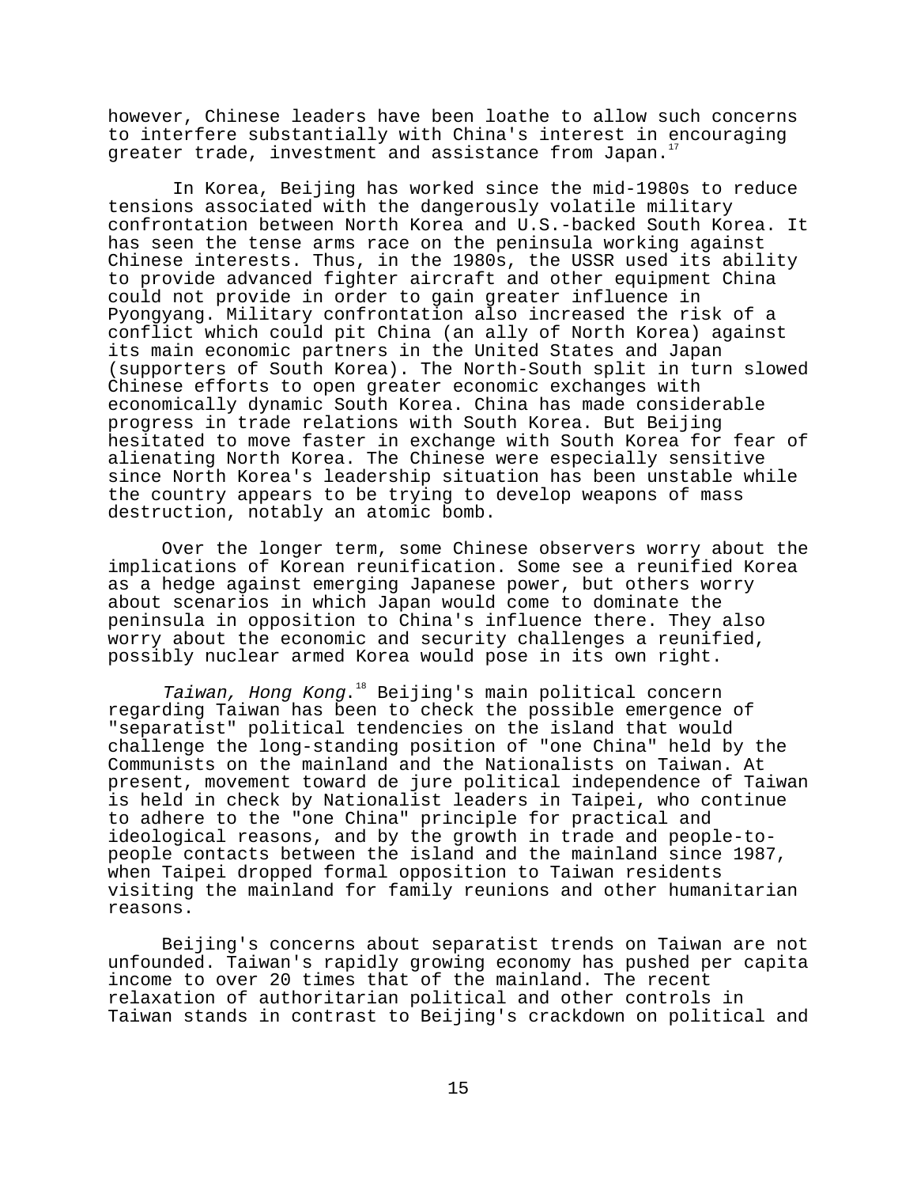however, Chinese leaders have been loathe to allow such concerns to interfere substantially with China's interest in encouraging greater trade, investment and assistance from Japan.[17]

In Korea, Beijing has worked since the mid-1980s to reduce tensions associated with the dangerously volatile military confrontation between North Korea and U.S.-backed South Korea. It has seen the tense arms race on the peninsula working against Chinese interests. Thus, in the 1980s, the USSR used its ability to provide advanced fighter aircraft and other equipment China could not provide in order to gain greater influence in Pyongyang. Military confrontation also increased the risk of a conflict which could pit China (an ally of North Korea) against its main economic partners in the United States and Japan (supporters of South Korea). The North-South split in turn slowed Chinese efforts to open greater economic exchanges with economically dynamic South Korea. China has made considerable progress in trade relations with South Korea. But Beijing hesitated to move faster in exchange with South Korea for fear of alienating North Korea. The Chinese were especially sensitive since North Korea's leadership situation has been unstable while the country appears to be trying to develop weapons of mass destruction, notably an atomic bomb.

Over the longer term, some Chinese observers worry about the implications of Korean reunification. Some see a reunified Korea as a hedge against emerging Japanese power, but others worry about scenarios in which Japan would come to dominate the peninsula in opposition to China's influence there. They also worry about the economic and security challenges a reunified, possibly nuclear armed Korea would pose in its own right.

*Taiwan, Hong Kong*.[18] Beijing's main political concern regarding Taiwan has been to check the possible emergence of "separatist" political tendencies on the island that would challenge the long-standing position of "one China" held by the Communists on the mainland and the Nationalists on Taiwan. At present, movement toward de jure political independence of Taiwan is held in check by Nationalist leaders in Taipei, who continue to adhere to the "one China" principle for practical and ideological reasons, and by the growth in trade and people-to-people contacts between the island and the mainland since 1987, when Taipei dropped formal opposition to Taiwan residents visiting the mainland for family reunions and other humanitarian reasons.

Beijing's concerns about separatist trends on Taiwan are not unfounded. Taiwan's rapidly growing economy has pushed per capita income to over 20 times that of the mainland. The recent relaxation of authoritarian political and other controls in Taiwan stands in contrast to Beijing's crackdown on political and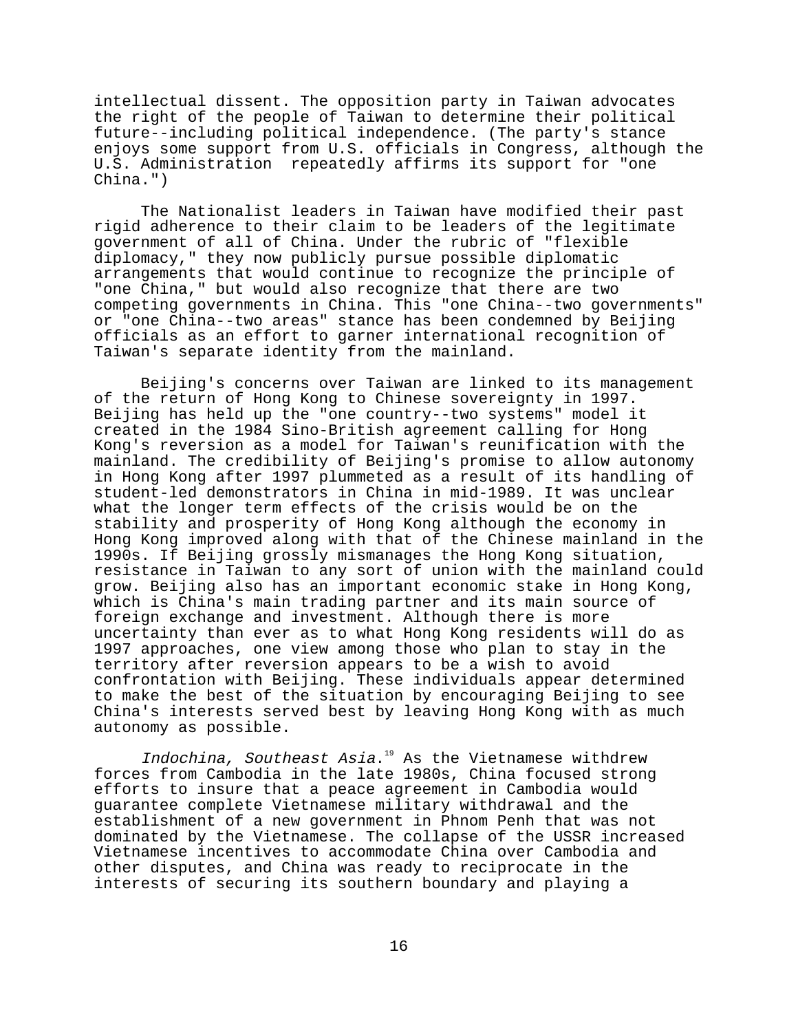intellectual dissent. The opposition party in Taiwan advocates the right of the people of Taiwan to determine their political future--including political independence. (The party's stance enjoys some support from U.S. officials in Congress, although the U.S. Administration repeatedly affirms its support for "one China.")

The Nationalist leaders in Taiwan have modified their past rigid adherence to their claim to be leaders of the legitimate government of all of China. Under the rubric of "flexible diplomacy," they now publicly pursue possible diplomatic arrangements that would continue to recognize the principle of "one China," but would also recognize that there are two competing governments in China. This "one China--two governments" or "one China--two areas" stance has been condemned by Beijing officials as an effort to garner international recognition of Taiwan's separate identity from the mainland.

Beijing's concerns over Taiwan are linked to its management of the return of Hong Kong to Chinese sovereignty in 1997. Beijing has held up the "one country--two systems" model it created in the 1984 Sino-British agreement calling for Hong Kong's reversion as a model for Taiwan's reunification with the mainland. The credibility of Beijing's promise to allow autonomy in Hong Kong after 1997 plummeted as a result of its handling of student-led demonstrators in China in mid-1989. It was unclear what the longer term effects of the crisis would be on the stability and prosperity of Hong Kong although the economy in Hong Kong improved along with that of the Chinese mainland in the 1990s. If Beijing grossly mismanages the Hong Kong situation, resistance in Taiwan to any sort of union with the mainland could grow. Beijing also has an important economic stake in Hong Kong, which is China's main trading partner and its main source of foreign exchange and investment. Although there is more uncertainty than ever as to what Hong Kong residents will do as 1997 approaches, one view among those who plan to stay in the territory after reversion appears to be a wish to avoid confrontation with Beijing. These individuals appear determined to make the best of the situation by encouraging Beijing to see China's interests served best by leaving Hong Kong with as much autonomy as possible.

*Indochina, Southeast Asia*.[19] As the Vietnamese withdrew forces from Cambodia in the late 1980s, China focused strong efforts to insure that a peace agreement in Cambodia would guarantee complete Vietnamese military withdrawal and the establishment of a new government in Phnom Penh that was not dominated by the Vietnamese. The collapse of the USSR increased Vietnamese incentives to accommodate China over Cambodia and other disputes, and China was ready to reciprocate in the interests of securing its southern boundary and playing a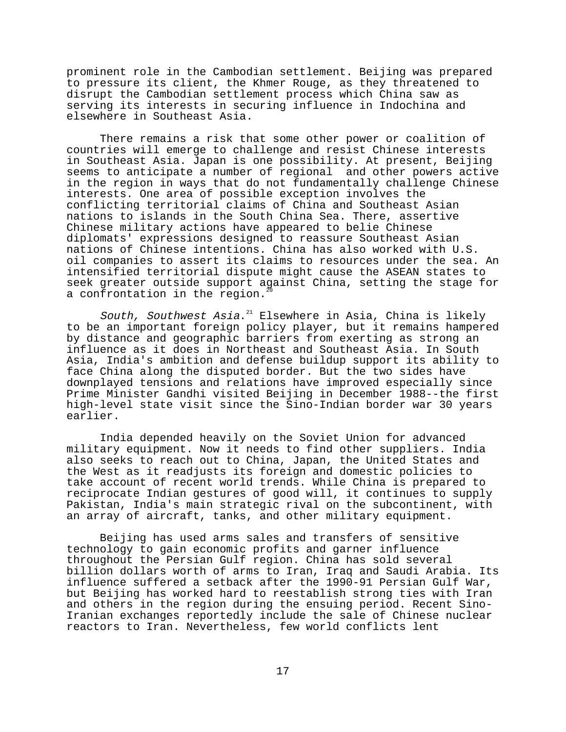prominent role in the Cambodian settlement. Beijing was prepared to pressure its client, the Khmer Rouge, as they threatened to disrupt the Cambodian settlement process which China saw as serving its interests in securing influence in Indochina and elsewhere in Southeast Asia.

There remains a risk that some other power or coalition of countries will emerge to challenge and resist Chinese interests in Southeast Asia. Japan is one possibility. At present, Beijing seems to anticipate a number of regional and other powers active in the region in ways that do not fundamentally challenge Chinese interests. One area of possible exception involves the conflicting territorial claims of China and Southeast Asian nations to islands in the South China Sea. There, assertive Chinese military actions have appeared to belie Chinese diplomats' expressions designed to reassure Southeast Asian nations of Chinese intentions. China has also worked with U.S. oil companies to assert its claims to resources under the sea. An intensified territorial dispute might cause the ASEAN states to seek greater outside support against China, setting the stage for a confrontation in the region.[20]

*South, Southwest Asia*.[21] Elsewhere in Asia, China is likely to be an important foreign policy player, but it remains hampered by distance and geographic barriers from exerting as strong an influence as it does in Northeast and Southeast Asia. In South Asia, India's ambition and defense buildup support its ability to face China along the disputed border. But the two sides have downplayed tensions and relations have improved especially since Prime Minister Gandhi visited Beijing in December 1988--the first high-level state visit since the Sino-Indian border war 30 years earlier.

India depended heavily on the Soviet Union for advanced military equipment. Now it needs to find other suppliers. India also seeks to reach out to China, Japan, the United States and the West as it readjusts its foreign and domestic policies to take account of recent world trends. While China is prepared to reciprocate Indian gestures of good will, it continues to supply Pakistan, India's main strategic rival on the subcontinent, with an array of aircraft, tanks, and other military equipment.

Beijing has used arms sales and transfers of sensitive technology to gain economic profits and garner influence throughout the Persian Gulf region. China has sold several billion dollars worth of arms to Iran, Iraq and Saudi Arabia. Its influence suffered a setback after the 1990-91 Persian Gulf War, but Beijing has worked hard to reestablish strong ties with Iran and others in the region during the ensuing period. Recent Sino-Iranian exchanges reportedly include the sale of Chinese nuclear reactors to Iran. Nevertheless, few world conflicts lent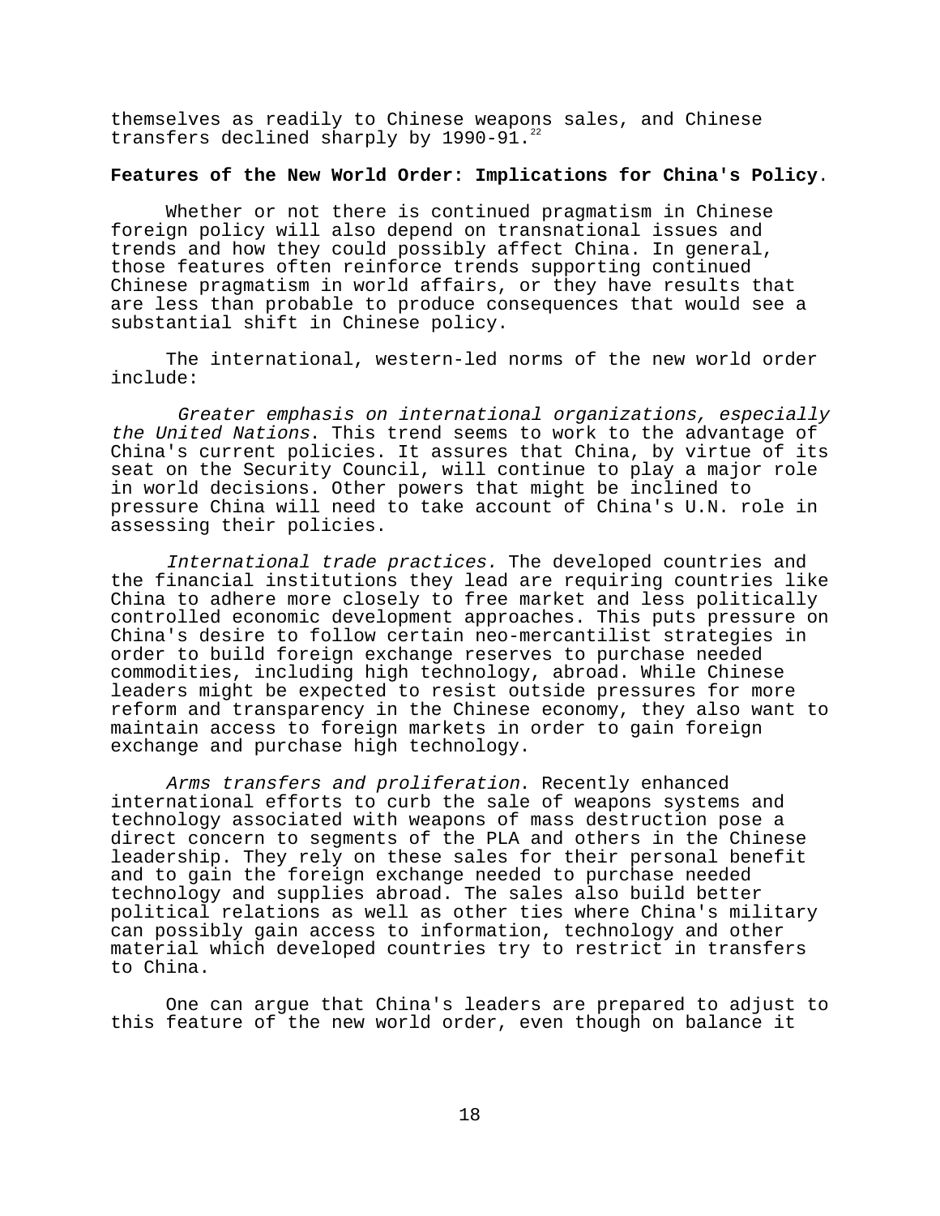themselves as readily to Chinese weapons sales, and Chinese transfers declined sharply by 1990-91.[22]

**Features of the New World Order: Implications for China's Policy**.

Whether or not there is continued pragmatism in Chinese foreign policy will also depend on transnational issues and trends and how they could possibly affect China. In general, those features often reinforce trends supporting continued Chinese pragmatism in world affairs, or they have results that are less than probable to produce consequences that would see a substantial shift in Chinese policy.

The international, western-led norms of the new world order include:

*Greater emphasis on international organizations, especially the United Nations*. This trend seems to work to the advantage of China's current policies. It assures that China, by virtue of its seat on the Security Council, will continue to play a major role in world decisions. Other powers that might be inclined to pressure China will need to take account of China's U.N. role in assessing their policies.

*International trade practices.* The developed countries and the financial institutions they lead are requiring countries like China to adhere more closely to free market and less politically controlled economic development approaches. This puts pressure on China's desire to follow certain neo-mercantilist strategies in order to build foreign exchange reserves to purchase needed commodities, including high technology, abroad. While Chinese leaders might be expected to resist outside pressures for more reform and transparency in the Chinese economy, they also want to maintain access to foreign markets in order to gain foreign exchange and purchase high technology.

*Arms transfers and proliferation*. Recently enhanced international efforts to curb the sale of weapons systems and technology associated with weapons of mass destruction pose a direct concern to segments of the PLA and others in the Chinese leadership. They rely on these sales for their personal benefit and to gain the foreign exchange needed to purchase needed technology and supplies abroad. The sales also build better political relations as well as other ties where China's military can possibly gain access to information, technology and other material which developed countries try to restrict in transfers to China.

One can argue that China's leaders are prepared to adjust to this feature of the new world order, even though on balance it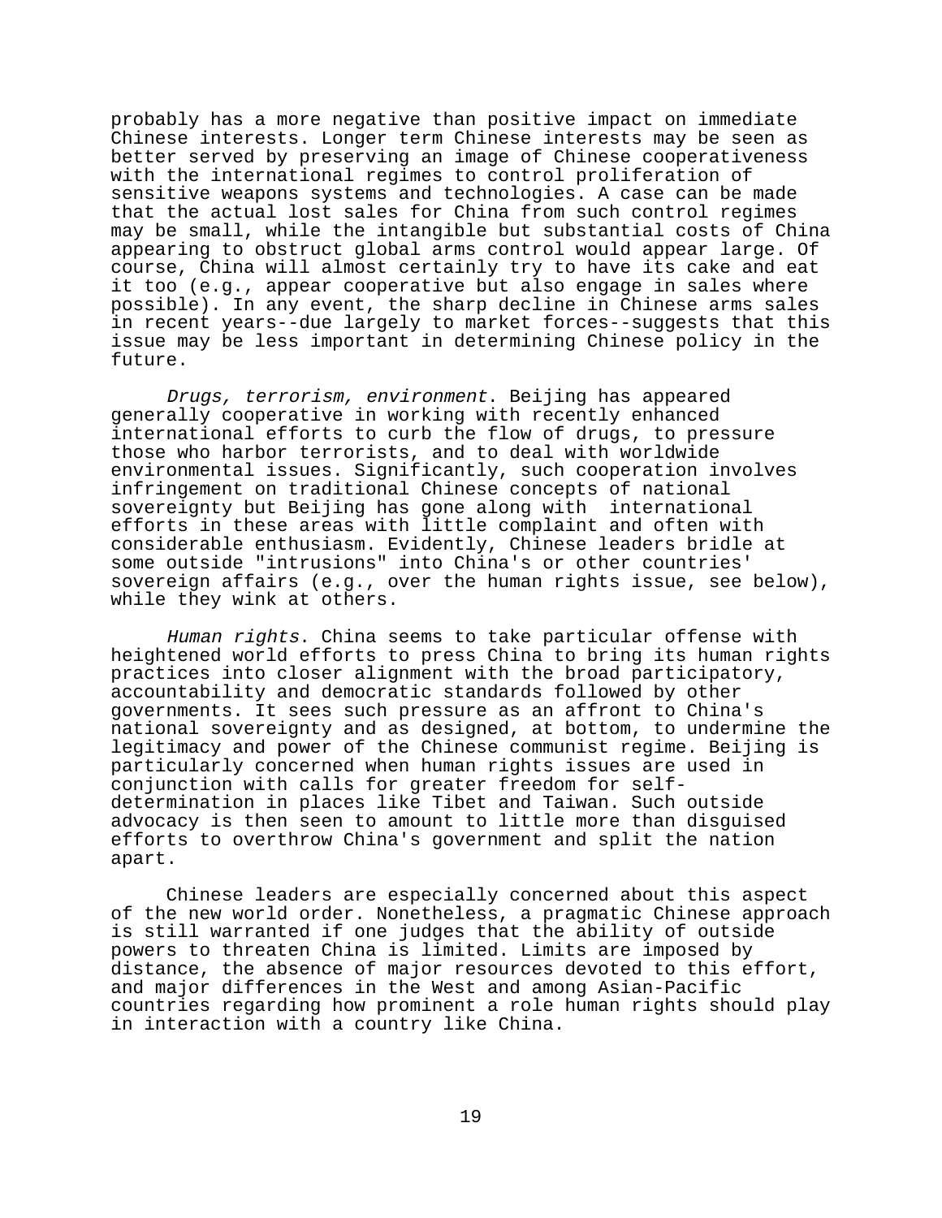probably has a more negative than positive impact on immediate Chinese interests. Longer term Chinese interests may be seen as better served by preserving an image of Chinese cooperativeness with the international regimes to control proliferation of sensitive weapons systems and technologies. A case can be made that the actual lost sales for China from such control regimes may be small, while the intangible but substantial costs of China appearing to obstruct global arms control would appear large. Of course, China will almost certainly try to have its cake and eat it too (e.g., appear cooperative but also engage in sales where possible). In any event, the sharp decline in Chinese arms sales in recent years--due largely to market forces--suggests that this issue may be less important in determining Chinese policy in the future.

*Drugs, terrorism, environment*. Beijing has appeared generally cooperative in working with recently enhanced international efforts to curb the flow of drugs, to pressure those who harbor terrorists, and to deal with worldwide environmental issues. Significantly, such cooperation involves infringement on traditional Chinese concepts of national sovereignty but Beijing has gone along with international efforts in these areas with little complaint and often with considerable enthusiasm. Evidently, Chinese leaders bridle at some outside "intrusions" into China's or other countries' sovereign affairs (e.g., over the human rights issue, see below), while they wink at others.

*Human rights*. China seems to take particular offense with heightened world efforts to press China to bring its human rights practices into closer alignment with the broad participatory, accountability and democratic standards followed by other governments. It sees such pressure as an affront to China's national sovereignty and as designed, at bottom, to undermine the legitimacy and power of the Chinese communist regime. Beijing is particularly concerned when human rights issues are used in conjunction with calls for greater freedom for self-determination in places like Tibet and Taiwan. Such outside advocacy is then seen to amount to little more than disguised efforts to overthrow China's government and split the nation apart.

Chinese leaders are especially concerned about this aspect of the new world order. Nonetheless, a pragmatic Chinese approach is still warranted if one judges that the ability of outside powers to threaten China is limited. Limits are imposed by distance, the absence of major resources devoted to this effort, and major differences in the West and among Asian-Pacific countries regarding how prominent a role human rights should play in interaction with a country like China.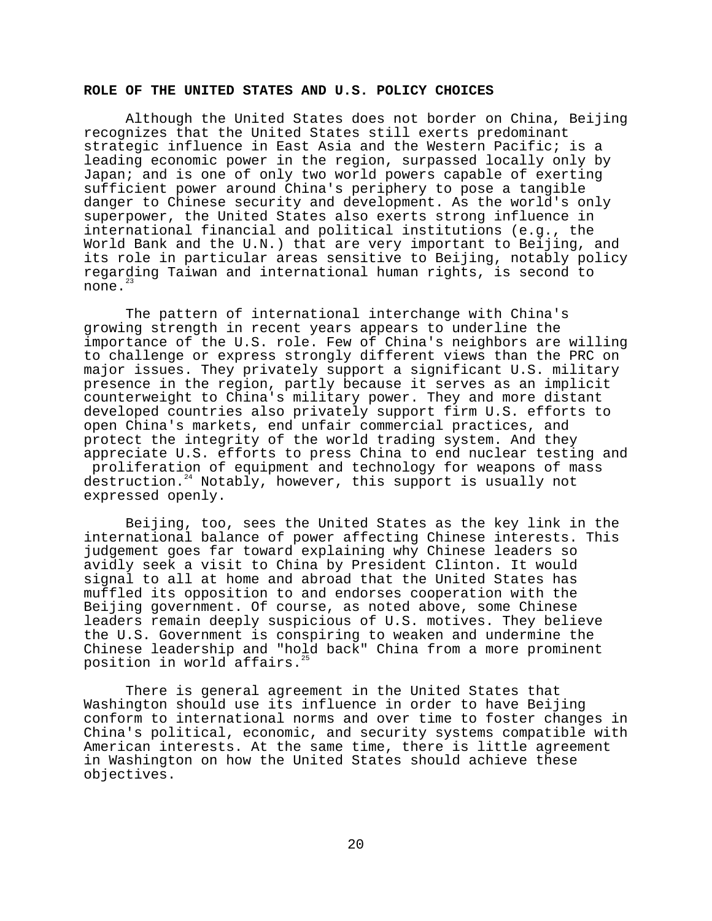**ROLE OF THE UNITED STATES AND U.S. POLICY CHOICES**

Although the United States does not border on China, Beijing recognizes that the United States still exerts predominant strategic influence in East Asia and the Western Pacific; is a leading economic power in the region, surpassed locally only by Japan; and is one of only two world powers capable of exerting sufficient power around China's periphery to pose a tangible danger to Chinese security and development. As the world's only superpower, the United States also exerts strong influence in international financial and political institutions (e.g., the World Bank and the U.N.) that are very important to Beijing, and its role in particular areas sensitive to Beijing, notably policy regarding Taiwan and international human rights, is second to none.[23]

The pattern of international interchange with China's growing strength in recent years appears to underline the importance of the U.S. role. Few of China's neighbors are willing to challenge or express strongly different views than the PRC on major issues. They privately support a significant U.S. military presence in the region, partly because it serves as an implicit counterweight to China's military power. They and more distant developed countries also privately support firm U.S. efforts to open China's markets, end unfair commercial practices, and protect the integrity of the world trading system. And they appreciate U.S. efforts to press China to end nuclear testing and proliferation of equipment and technology for weapons of mass destruction.[24] Notably, however, this support is usually not expressed openly.

Beijing, too, sees the United States as the key link in the international balance of power affecting Chinese interests. This judgement goes far toward explaining why Chinese leaders so avidly seek a visit to China by President Clinton. It would signal to all at home and abroad that the United States has muffled its opposition to and endorses cooperation with the Beijing government. Of course, as noted above, some Chinese leaders remain deeply suspicious of U.S. motives. They believe the U.S. Government is conspiring to weaken and undermine the Chinese leadership and "hold back" China from a more prominent position in world affairs.[25]

There is general agreement in the United States that Washington should use its influence in order to have Beijing conform to international norms and over time to foster changes in China's political, economic, and security systems compatible with American interests. At the same time, there is little agreement in Washington on how the United States should achieve these objectives.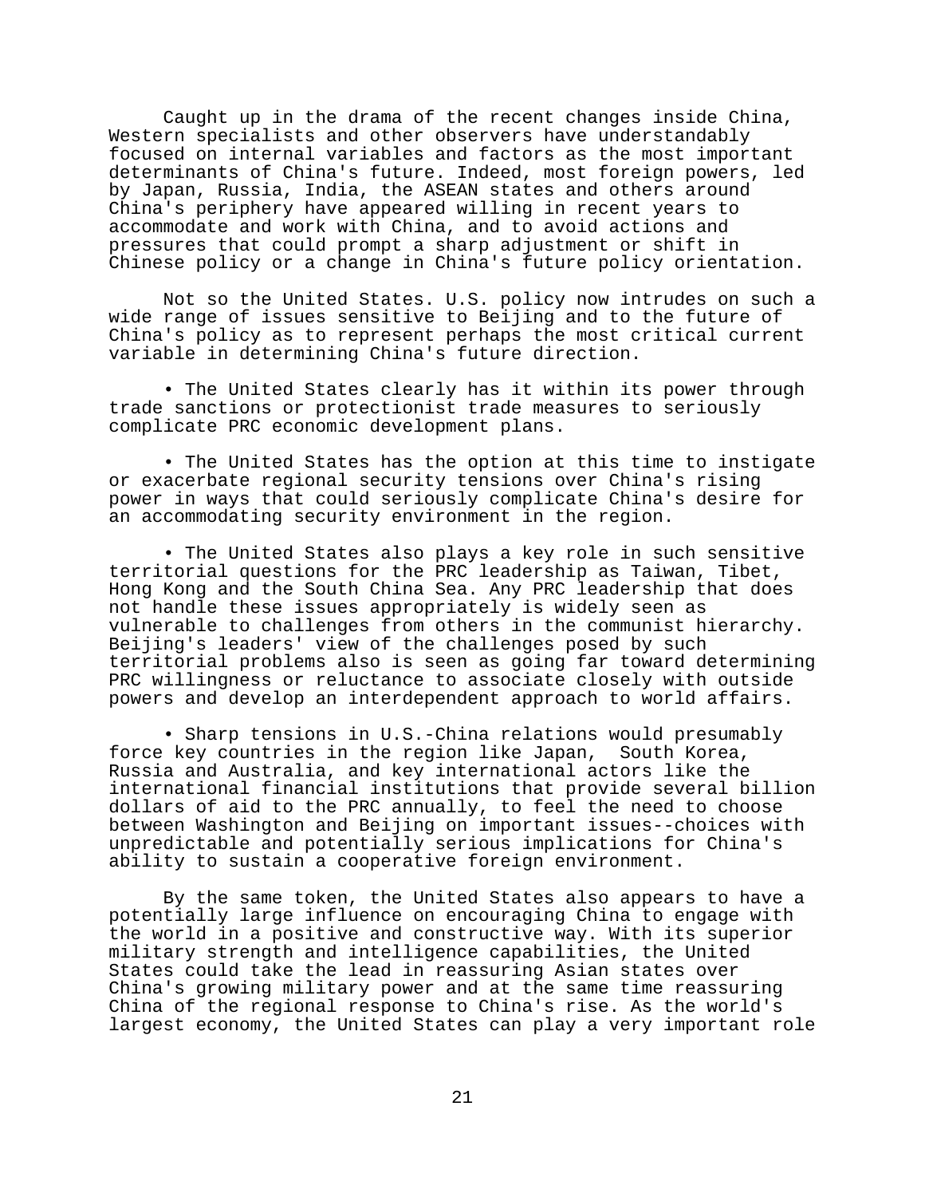Caught up in the drama of the recent changes inside China, Western specialists and other observers have understandably focused on internal variables and factors as the most important determinants of China's future. Indeed, most foreign powers, led by Japan, Russia, India, the ASEAN states and others around China's periphery have appeared willing in recent years to accommodate and work with China, and to avoid actions and pressures that could prompt a sharp adjustment or shift in Chinese policy or a change in China's future policy orientation.

Not so the United States. U.S. policy now intrudes on such a wide range of issues sensitive to Beijing and to the future of China's policy as to represent perhaps the most critical current variable in determining China's future direction.

- The United States clearly has it within its power through trade sanctions or protectionist trade measures to seriously complicate PRC economic development plans.

- The United States has the option at this time to instigate or exacerbate regional security tensions over China's rising power in ways that could seriously complicate China's desire for an accommodating security environment in the region.

- The United States also plays a key role in such sensitive territorial questions for the PRC leadership as Taiwan, Tibet, Hong Kong and the South China Sea. Any PRC leadership that does not handle these issues appropriately is widely seen as vulnerable to challenges from others in the communist hierarchy. Beijing's leaders' view of the challenges posed by such territorial problems also is seen as going far toward determining PRC willingness or reluctance to associate closely with outside powers and develop an interdependent approach to world affairs.

- Sharp tensions in U.S.-China relations would presumably force key countries in the region like Japan, South Korea, Russia and Australia, and key international actors like the international financial institutions that provide several billion dollars of aid to the PRC annually, to feel the need to choose between Washington and Beijing on important issues--choices with unpredictable and potentially serious implications for China's ability to sustain a cooperative foreign environment.

By the same token, the United States also appears to have a potentially large influence on encouraging China to engage with the world in a positive and constructive way. With its superior military strength and intelligence capabilities, the United States could take the lead in reassuring Asian states over China's growing military power and at the same time reassuring China of the regional response to China's rise. As the world's largest economy, the United States can play a very important role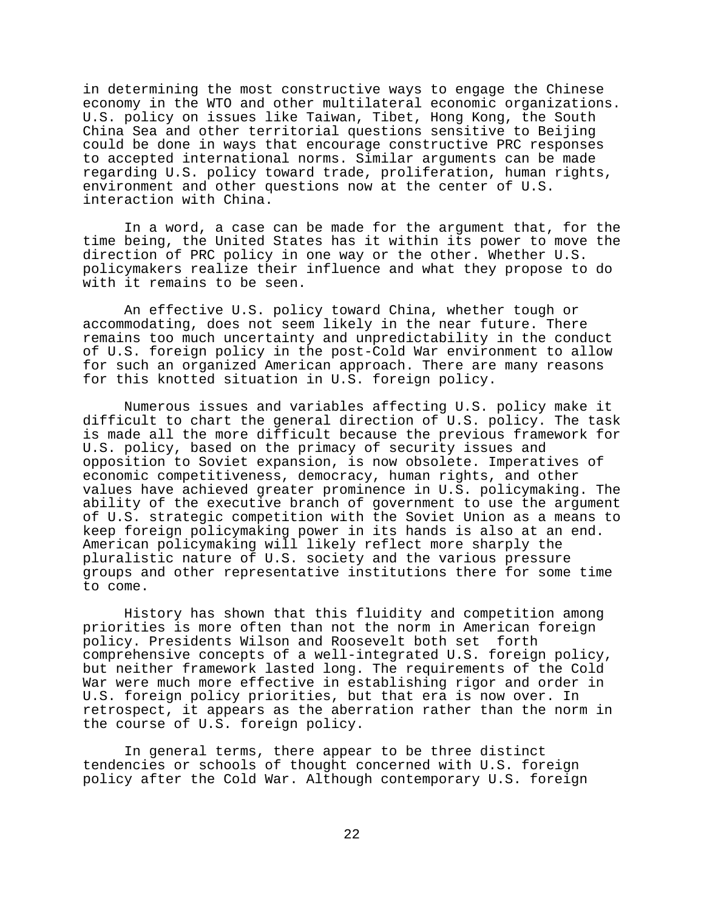in determining the most constructive ways to engage the Chinese economy in the WTO and other multilateral economic organizations. U.S. policy on issues like Taiwan, Tibet, Hong Kong, the South China Sea and other territorial questions sensitive to Beijing could be done in ways that encourage constructive PRC responses to accepted international norms. Similar arguments can be made regarding U.S. policy toward trade, proliferation, human rights, environment and other questions now at the center of U.S. interaction with China.

In a word, a case can be made for the argument that, for the time being, the United States has it within its power to move the direction of PRC policy in one way or the other. Whether U.S. policymakers realize their influence and what they propose to do with it remains to be seen.

An effective U.S. policy toward China, whether tough or accommodating, does not seem likely in the near future. There remains too much uncertainty and unpredictability in the conduct of U.S. foreign policy in the post-Cold War environment to allow for such an organized American approach. There are many reasons for this knotted situation in U.S. foreign policy.

Numerous issues and variables affecting U.S. policy make it difficult to chart the general direction of U.S. policy. The task is made all the more difficult because the previous framework for U.S. policy, based on the primacy of security issues and opposition to Soviet expansion, is now obsolete. Imperatives of economic competitiveness, democracy, human rights, and other values have achieved greater prominence in U.S. policymaking. The ability of the executive branch of government to use the argument of U.S. strategic competition with the Soviet Union as a means to keep foreign policymaking power in its hands is also at an end. American policymaking will likely reflect more sharply the pluralistic nature of U.S. society and the various pressure groups and other representative institutions there for some time to come.

History has shown that this fluidity and competition among priorities is more often than not the norm in American foreign policy. Presidents Wilson and Roosevelt both set forth comprehensive concepts of a well-integrated U.S. foreign policy, but neither framework lasted long. The requirements of the Cold War were much more effective in establishing rigor and order in U.S. foreign policy priorities, but that era is now over. In retrospect, it appears as the aberration rather than the norm in the course of U.S. foreign policy.

In general terms, there appear to be three distinct tendencies or schools of thought concerned with U.S. foreign policy after the Cold War. Although contemporary U.S. foreign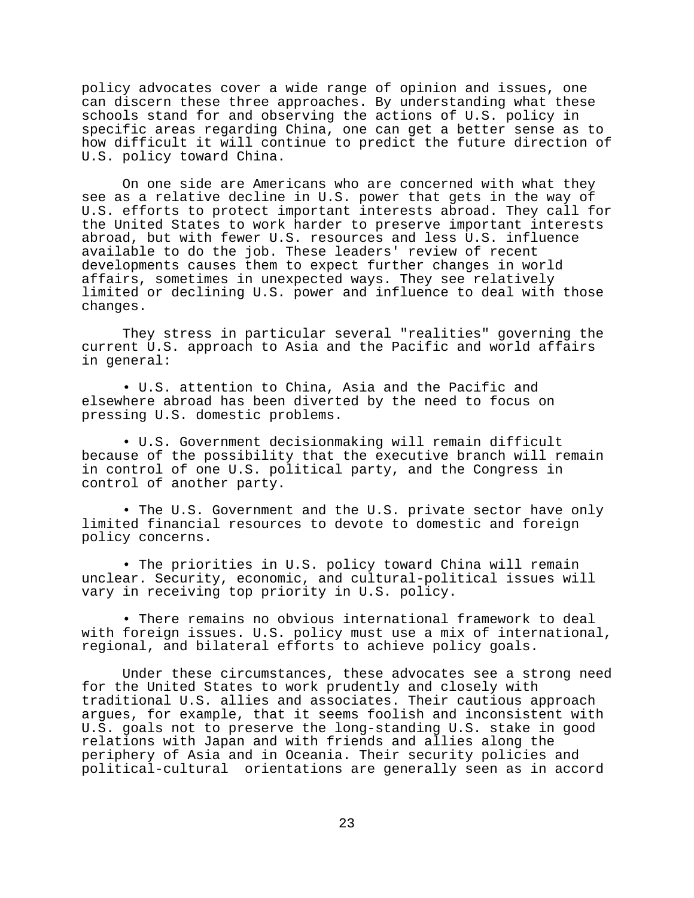policy advocates cover a wide range of opinion and issues, one can discern these three approaches. By understanding what these schools stand for and observing the actions of U.S. policy in specific areas regarding China, one can get a better sense as to how difficult it will continue to predict the future direction of U.S. policy toward China.

On one side are Americans who are concerned with what they see as a relative decline in U.S. power that gets in the way of U.S. efforts to protect important interests abroad. They call for the United States to work harder to preserve important interests abroad, but with fewer U.S. resources and less U.S. influence available to do the job. These leaders' review of recent developments causes them to expect further changes in world affairs, sometimes in unexpected ways. They see relatively limited or declining U.S. power and influence to deal with those changes.

They stress in particular several "realities" governing the current U.S. approach to Asia and the Pacific and world affairs in general:

- U.S. attention to China, Asia and the Pacific and elsewhere abroad has been diverted by the need to focus on pressing U.S. domestic problems.
- U.S. Government decisionmaking will remain difficult because of the possibility that the executive branch will remain in control of one U.S. political party, and the Congress in control of another party.
- The U.S. Government and the U.S. private sector have only limited financial resources to devote to domestic and foreign policy concerns.
- The priorities in U.S. policy toward China will remain unclear. Security, economic, and cultural-political issues will vary in receiving top priority in U.S. policy.
- There remains no obvious international framework to deal with foreign issues. U.S. policy must use a mix of international, regional, and bilateral efforts to achieve policy goals.

Under these circumstances, these advocates see a strong need for the United States to work prudently and closely with traditional U.S. allies and associates. Their cautious approach argues, for example, that it seems foolish and inconsistent with U.S. goals not to preserve the long-standing U.S. stake in good relations with Japan and with friends and allies along the periphery of Asia and in Oceania. Their security policies and political-cultural orientations are generally seen as in accord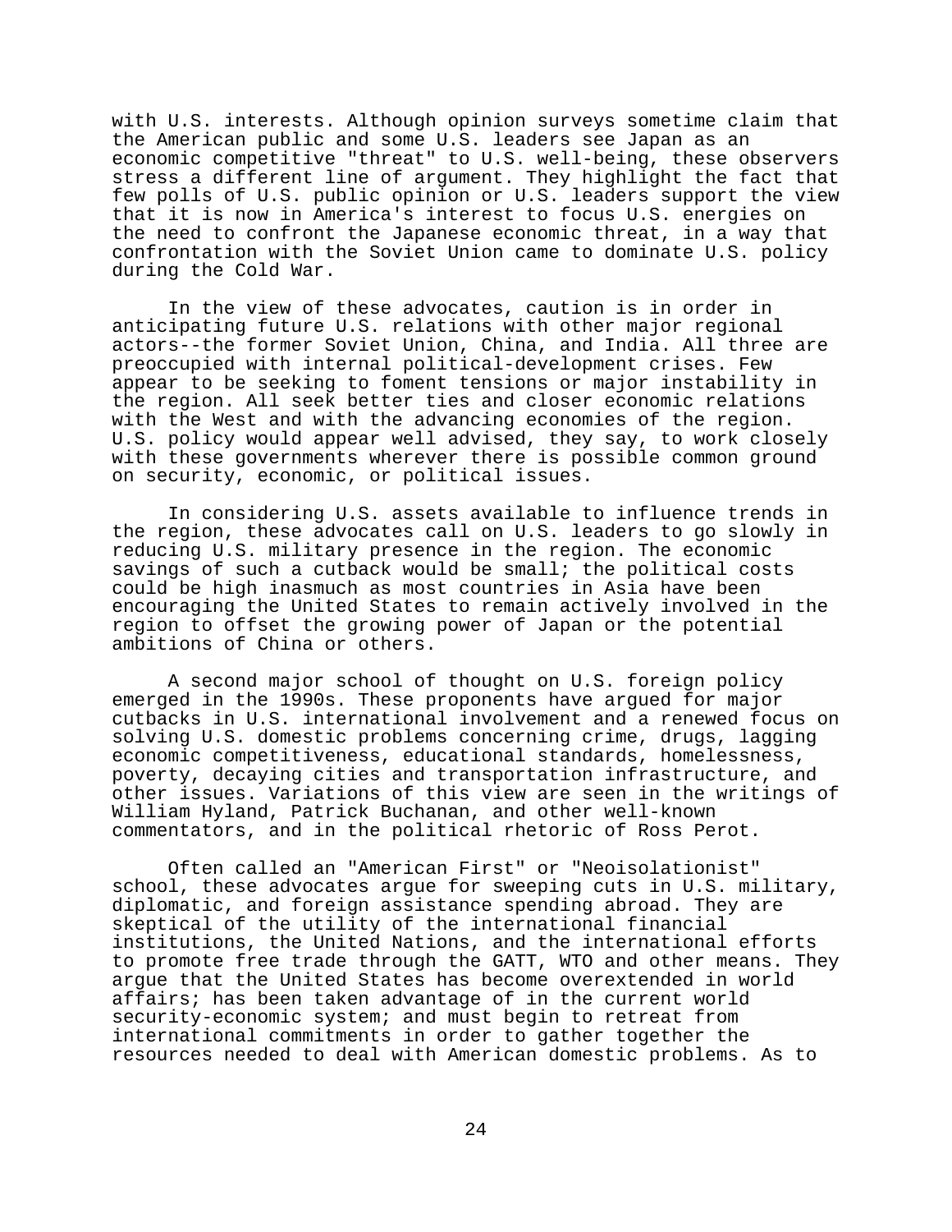with U.S. interests. Although opinion surveys sometime claim that the American public and some U.S. leaders see Japan as an economic competitive "threat" to U.S. well-being, these observers stress a different line of argument. They highlight the fact that few polls of U.S. public opinion or U.S. leaders support the view that it is now in America's interest to focus U.S. energies on the need to confront the Japanese economic threat, in a way that confrontation with the Soviet Union came to dominate U.S. policy during the Cold War.

In the view of these advocates, caution is in order in anticipating future U.S. relations with other major regional actors--the former Soviet Union, China, and India. All three are preoccupied with internal political-development crises. Few appear to be seeking to foment tensions or major instability in the region. All seek better ties and closer economic relations with the West and with the advancing economies of the region. U.S. policy would appear well advised, they say, to work closely with these governments wherever there is possible common ground on security, economic, or political issues.

In considering U.S. assets available to influence trends in the region, these advocates call on U.S. leaders to go slowly in reducing U.S. military presence in the region. The economic savings of such a cutback would be small; the political costs could be high inasmuch as most countries in Asia have been encouraging the United States to remain actively involved in the region to offset the growing power of Japan or the potential ambitions of China or others.

A second major school of thought on U.S. foreign policy emerged in the 1990s. These proponents have argued for major cutbacks in U.S. international involvement and a renewed focus on solving U.S. domestic problems concerning crime, drugs, lagging economic competitiveness, educational standards, homelessness, poverty, decaying cities and transportation infrastructure, and other issues. Variations of this view are seen in the writings of William Hyland, Patrick Buchanan, and other well-known commentators, and in the political rhetoric of Ross Perot.

Often called an "American First" or "Neoisolationist" school, these advocates argue for sweeping cuts in U.S. military, diplomatic, and foreign assistance spending abroad. They are skeptical of the utility of the international financial institutions, the United Nations, and the international efforts to promote free trade through the GATT, WTO and other means. They argue that the United States has become overextended in world affairs; has been taken advantage of in the current world security-economic system; and must begin to retreat from international commitments in order to gather together the resources needed to deal with American domestic problems. As to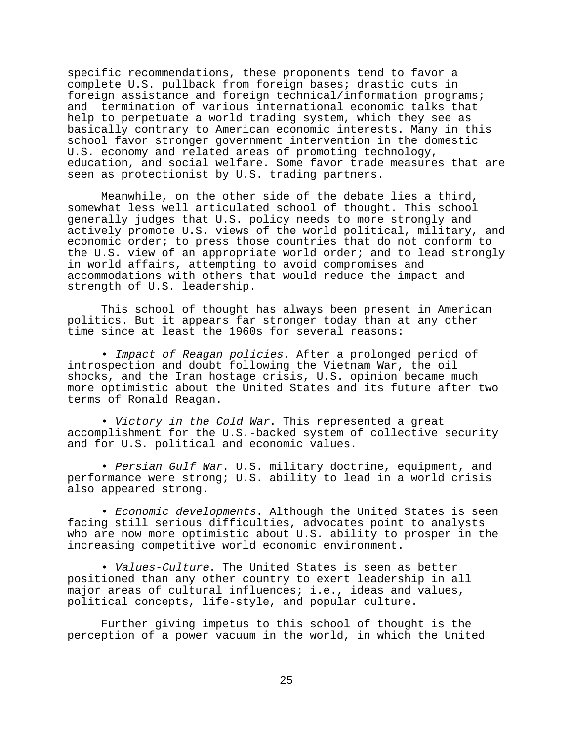specific recommendations, these proponents tend to favor a complete U.S. pullback from foreign bases; drastic cuts in foreign assistance and foreign technical/information programs; and termination of various international economic talks that help to perpetuate a world trading system, which they see as basically contrary to American economic interests. Many in this school favor stronger government intervention in the domestic U.S. economy and related areas of promoting technology, education, and social welfare. Some favor trade measures that are seen as protectionist by U.S. trading partners.

Meanwhile, on the other side of the debate lies a third, somewhat less well articulated school of thought. This school generally judges that U.S. policy needs to more strongly and actively promote U.S. views of the world political, military, and economic order; to press those countries that do not conform to the U.S. view of an appropriate world order; and to lead strongly in world affairs, attempting to avoid compromises and accommodations with others that would reduce the impact and strength of U.S. leadership.

This school of thought has always been present in American politics. But it appears far stronger today than at any other time since at least the 1960s for several reasons:

- *Impact of Reagan policies*. After a prolonged period of introspection and doubt following the Vietnam War, the oil shocks, and the Iran hostage crisis, U.S. opinion became much more optimistic about the United States and its future after two terms of Ronald Reagan.

- *Victory in the Cold War*. This represented a great accomplishment for the U.S.-backed system of collective security and for U.S. political and economic values.

- *Persian Gulf War*. U.S. military doctrine, equipment, and performance were strong; U.S. ability to lead in a world crisis also appeared strong.

- *Economic developments*. Although the United States is seen facing still serious difficulties, advocates point to analysts who are now more optimistic about U.S. ability to prosper in the increasing competitive world economic environment.

- *Values-Culture*. The United States is seen as better positioned than any other country to exert leadership in all major areas of cultural influences; i.e., ideas and values, political concepts, life-style, and popular culture.

Further giving impetus to this school of thought is the perception of a power vacuum in the world, in which the United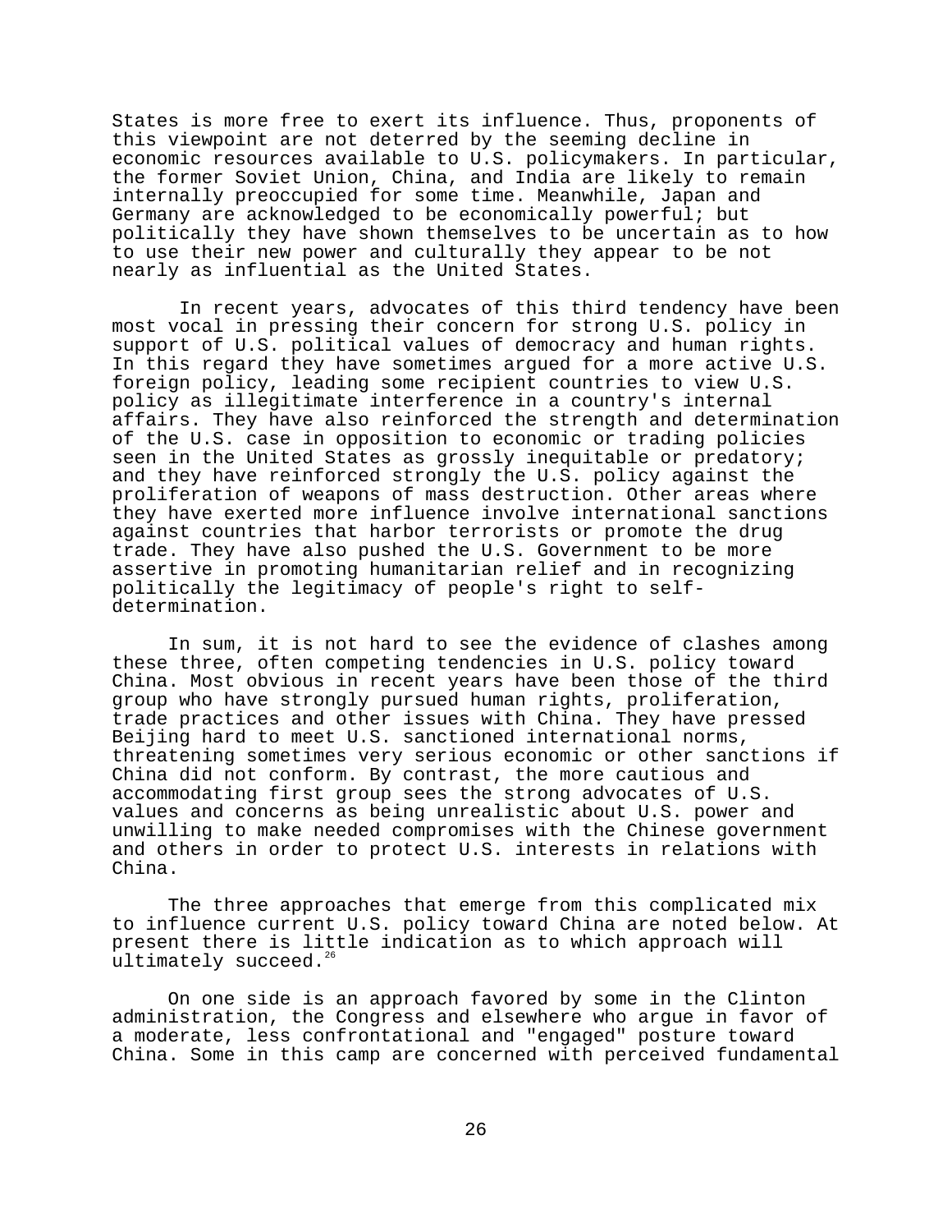States is more free to exert its influence. Thus, proponents of this viewpoint are not deterred by the seeming decline in economic resources available to U.S. policymakers. In particular, the former Soviet Union, China, and India are likely to remain internally preoccupied for some time. Meanwhile, Japan and Germany are acknowledged to be economically powerful; but politically they have shown themselves to be uncertain as to how to use their new power and culturally they appear to be not nearly as influential as the United States.

In recent years, advocates of this third tendency have been most vocal in pressing their concern for strong U.S. policy in support of U.S. political values of democracy and human rights. In this regard they have sometimes argued for a more active U.S. foreign policy, leading some recipient countries to view U.S. policy as illegitimate interference in a country's internal affairs. They have also reinforced the strength and determination of the U.S. case in opposition to economic or trading policies seen in the United States as grossly inequitable or predatory; and they have reinforced strongly the U.S. policy against the proliferation of weapons of mass destruction. Other areas where they have exerted more influence involve international sanctions against countries that harbor terrorists or promote the drug trade. They have also pushed the U.S. Government to be more assertive in promoting humanitarian relief and in recognizing politically the legitimacy of people's right to self-determination.

In sum, it is not hard to see the evidence of clashes among these three, often competing tendencies in U.S. policy toward China. Most obvious in recent years have been those of the third group who have strongly pursued human rights, proliferation, trade practices and other issues with China. They have pressed Beijing hard to meet U.S. sanctioned international norms, threatening sometimes very serious economic or other sanctions if China did not conform. By contrast, the more cautious and accommodating first group sees the strong advocates of U.S. values and concerns as being unrealistic about U.S. power and unwilling to make needed compromises with the Chinese government and others in order to protect U.S. interests in relations with China.

The three approaches that emerge from this complicated mix to influence current U.S. policy toward China are noted below. At present there is little indication as to which approach will ultimately succeed.[26]

On one side is an approach favored by some in the Clinton administration, the Congress and elsewhere who argue in favor of a moderate, less confrontational and "engaged" posture toward China. Some in this camp are concerned with perceived fundamental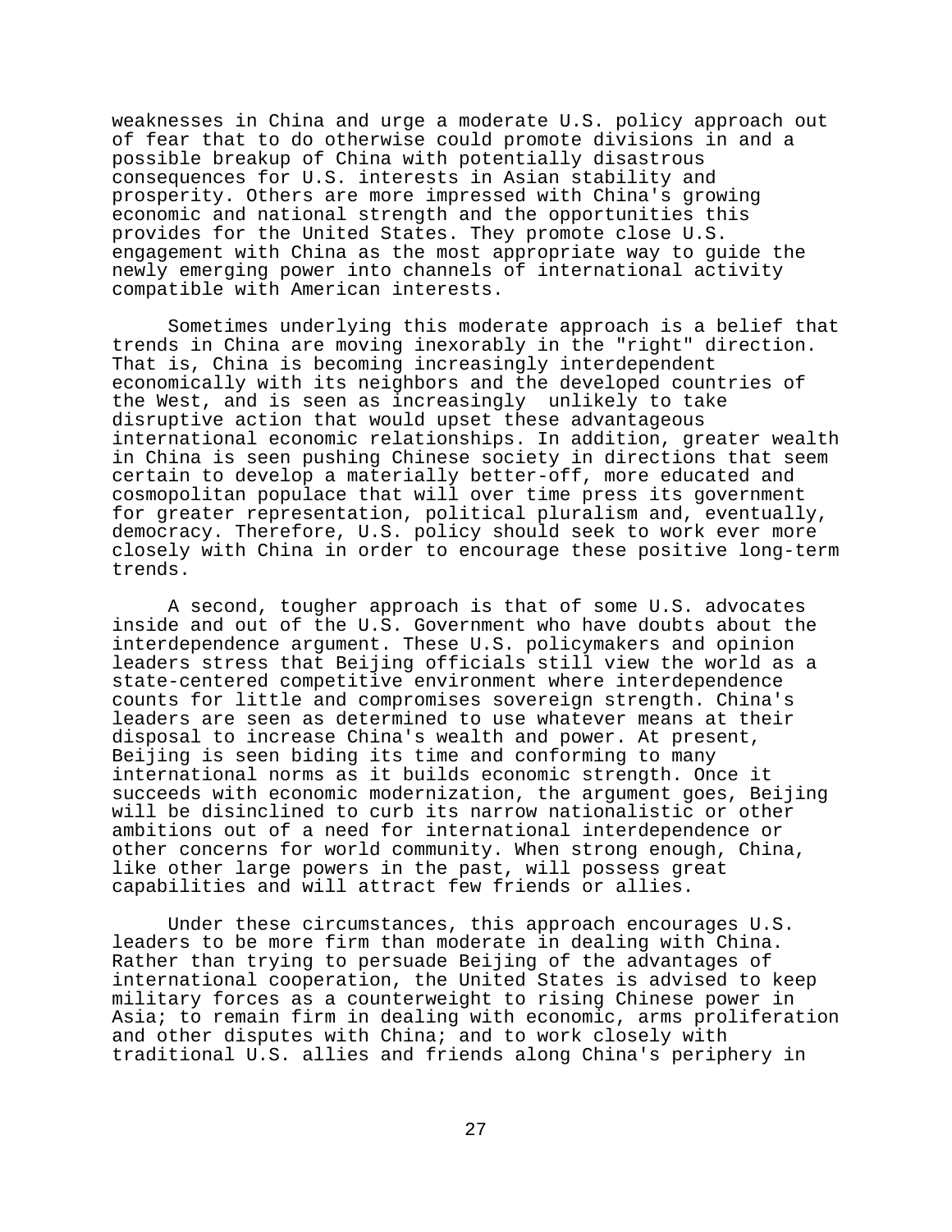weaknesses in China and urge a moderate U.S. policy approach out of fear that to do otherwise could promote divisions in and a possible breakup of China with potentially disastrous consequences for U.S. interests in Asian stability and prosperity. Others are more impressed with China's growing economic and national strength and the opportunities this provides for the United States. They promote close U.S. engagement with China as the most appropriate way to guide the newly emerging power into channels of international activity compatible with American interests.

Sometimes underlying this moderate approach is a belief that trends in China are moving inexorably in the "right" direction. That is, China is becoming increasingly interdependent economically with its neighbors and the developed countries of the West, and is seen as increasingly unlikely to take disruptive action that would upset these advantageous international economic relationships. In addition, greater wealth in China is seen pushing Chinese society in directions that seem certain to develop a materially better-off, more educated and cosmopolitan populace that will over time press its government for greater representation, political pluralism and, eventually, democracy. Therefore, U.S. policy should seek to work ever more closely with China in order to encourage these positive long-term trends.

A second, tougher approach is that of some U.S. advocates inside and out of the U.S. Government who have doubts about the interdependence argument. These U.S. policymakers and opinion leaders stress that Beijing officials still view the world as a state-centered competitive environment where interdependence counts for little and compromises sovereign strength. China's leaders are seen as determined to use whatever means at their disposal to increase China's wealth and power. At present, Beijing is seen biding its time and conforming to many international norms as it builds economic strength. Once it succeeds with economic modernization, the argument goes, Beijing will be disinclined to curb its narrow nationalistic or other ambitions out of a need for international interdependence or other concerns for world community. When strong enough, China, like other large powers in the past, will possess great capabilities and will attract few friends or allies.

Under these circumstances, this approach encourages U.S. leaders to be more firm than moderate in dealing with China. Rather than trying to persuade Beijing of the advantages of international cooperation, the United States is advised to keep military forces as a counterweight to rising Chinese power in Asia; to remain firm in dealing with economic, arms proliferation and other disputes with China; and to work closely with traditional U.S. allies and friends along China's periphery in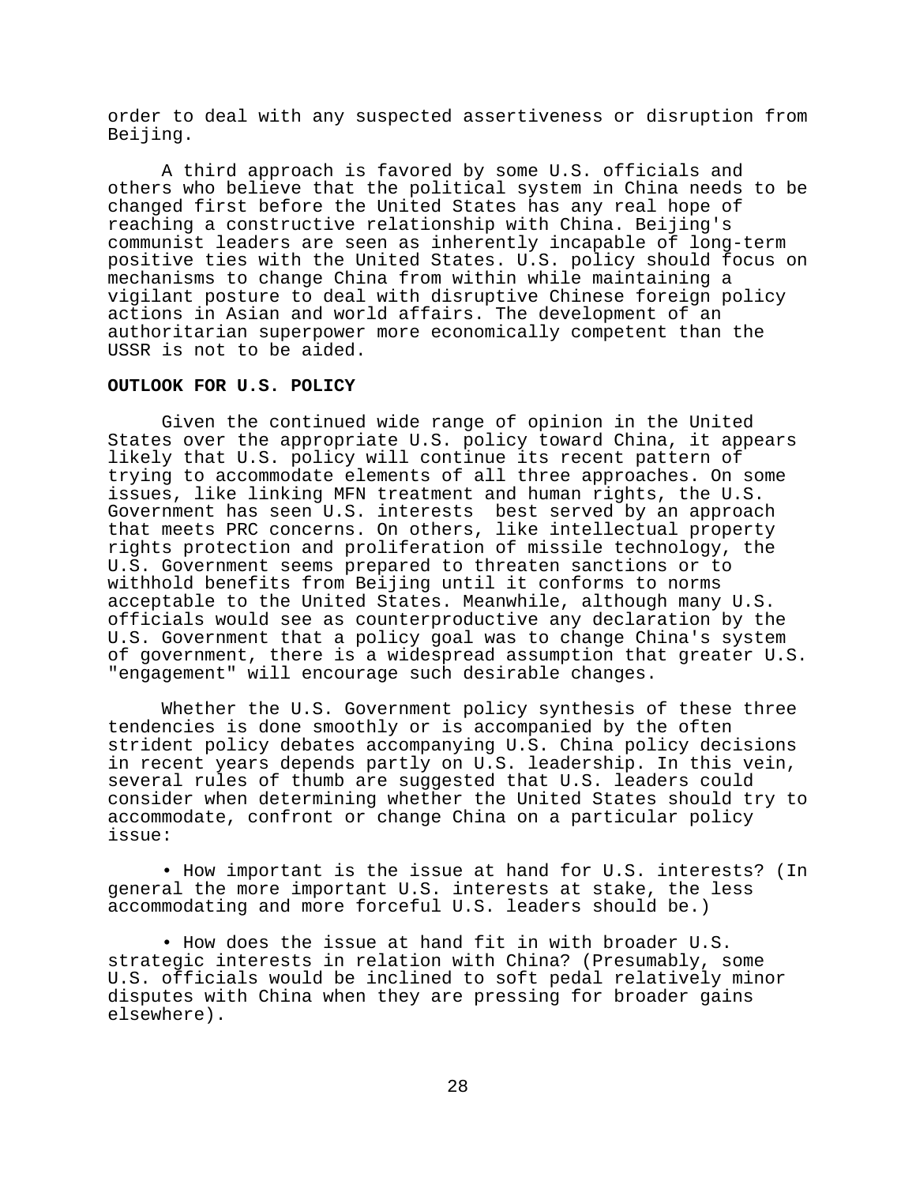order to deal with any suspected assertiveness or disruption from Beijing.

A third approach is favored by some U.S. officials and others who believe that the political system in China needs to be changed first before the United States has any real hope of reaching a constructive relationship with China. Beijing's communist leaders are seen as inherently incapable of long-term positive ties with the United States. U.S. policy should focus on mechanisms to change China from within while maintaining a vigilant posture to deal with disruptive Chinese foreign policy actions in Asian and world affairs. The development of an authoritarian superpower more economically competent than the USSR is not to be aided.

**OUTLOOK FOR U.S. POLICY**

Given the continued wide range of opinion in the United States over the appropriate U.S. policy toward China, it appears likely that U.S. policy will continue its recent pattern of trying to accommodate elements of all three approaches. On some issues, like linking MFN treatment and human rights, the U.S. Government has seen U.S. interests best served by an approach that meets PRC concerns. On others, like intellectual property rights protection and proliferation of missile technology, the U.S. Government seems prepared to threaten sanctions or to withhold benefits from Beijing until it conforms to norms acceptable to the United States. Meanwhile, although many U.S. officials would see as counterproductive any declaration by the U.S. Government that a policy goal was to change China's system of government, there is a widespread assumption that greater U.S. "engagement" will encourage such desirable changes.

Whether the U.S. Government policy synthesis of these three tendencies is done smoothly or is accompanied by the often strident policy debates accompanying U.S. China policy decisions in recent years depends partly on U.S. leadership. In this vein, several rules of thumb are suggested that U.S. leaders could consider when determining whether the United States should try to accommodate, confront or change China on a particular policy issue:

- How important is the issue at hand for U.S. interests? (In general the more important U.S. interests at stake, the less accommodating and more forceful U.S. leaders should be.)

- How does the issue at hand fit in with broader U.S. strategic interests in relation with China? (Presumably, some U.S. officials would be inclined to soft pedal relatively minor disputes with China when they are pressing for broader gains elsewhere).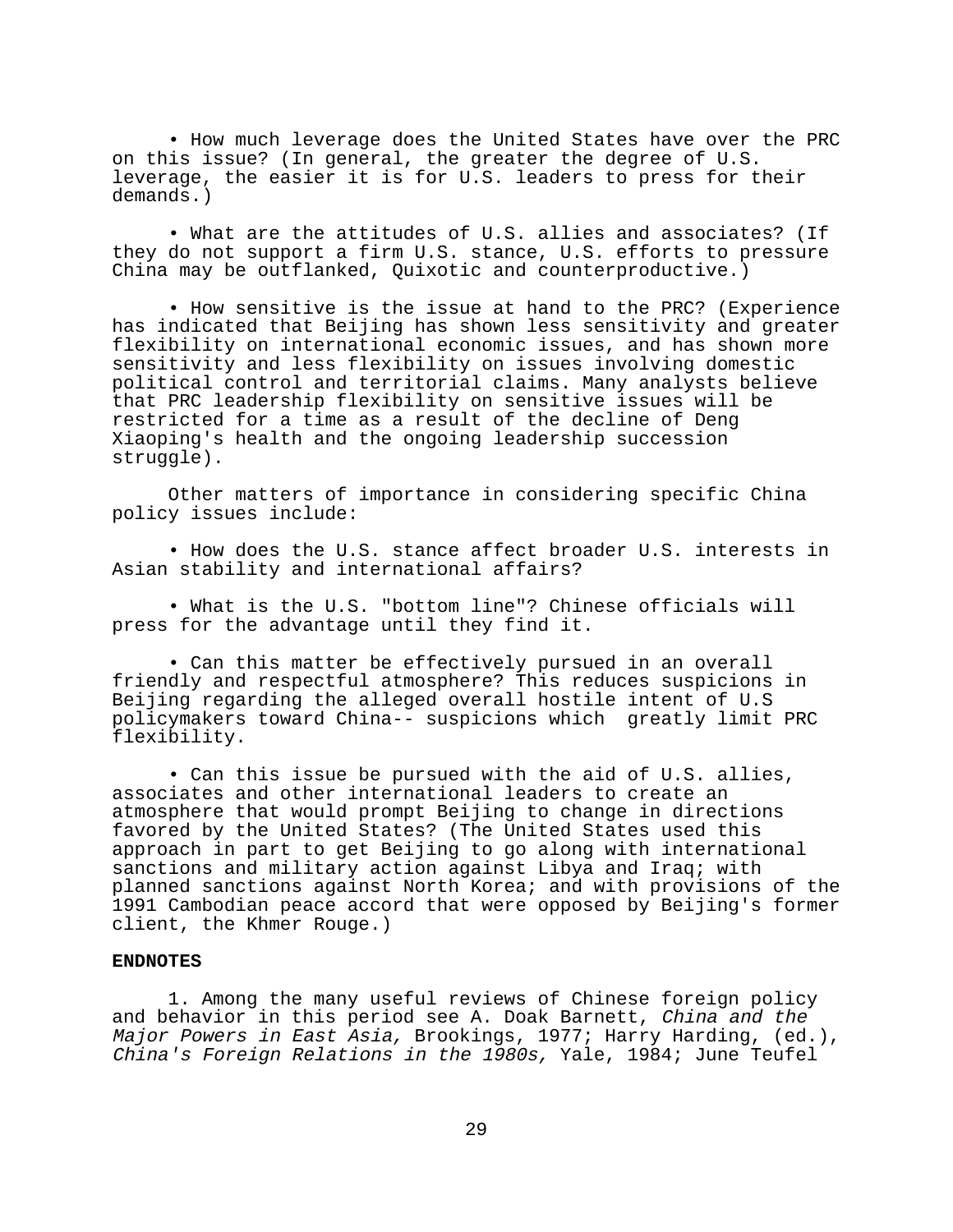• How much leverage does the United States have over the PRC on this issue? (In general, the greater the degree of U.S. leverage, the easier it is for U.S. leaders to press for their demands.)

• What are the attitudes of U.S. allies and associates? (If they do not support a firm U.S. stance, U.S. efforts to pressure China may be outflanked, Quixotic and counterproductive.)

• How sensitive is the issue at hand to the PRC? (Experience has indicated that Beijing has shown less sensitivity and greater flexibility on international economic issues, and has shown more sensitivity and less flexibility on issues involving domestic political control and territorial claims. Many analysts believe that PRC leadership flexibility on sensitive issues will be restricted for a time as a result of the decline of Deng Xiaoping's health and the ongoing leadership succession struggle).

Other matters of importance in considering specific China policy issues include:

• How does the U.S. stance affect broader U.S. interests in Asian stability and international affairs?

• What is the U.S. "bottom line"? Chinese officials will press for the advantage until they find it.

• Can this matter be effectively pursued in an overall friendly and respectful atmosphere? This reduces suspicions in Beijing regarding the alleged overall hostile intent of U.S policymakers toward China-- suspicions which greatly limit PRC flexibility.

• Can this issue be pursued with the aid of U.S. allies, associates and other international leaders to create an atmosphere that would prompt Beijing to change in directions favored by the United States? (The United States used this approach in part to get Beijing to go along with international sanctions and military action against Libya and Iraq; with planned sanctions against North Korea; and with provisions of the 1991 Cambodian peace accord that were opposed by Beijing's former client, the Khmer Rouge.)

**ENDNOTES**

1. Among the many useful reviews of Chinese foreign policy and behavior in this period see A. Doak Barnett, *China and the Major Powers in East Asia,* Brookings, 1977; Harry Harding, (ed.), *China's Foreign Relations in the 1980s,* Yale, 1984; June Teufel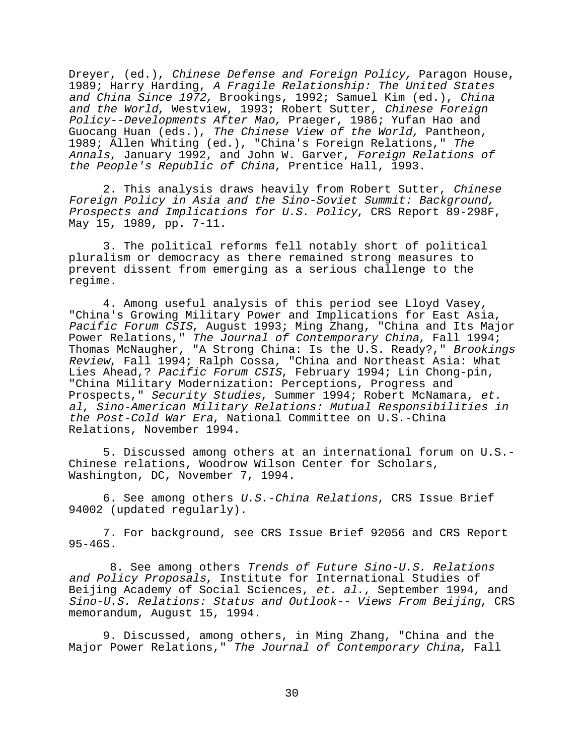Dreyer, (ed.), *Chinese Defense and Foreign Policy,* Paragon House, 1989; Harry Harding, *A Fragile Relationship: The United States and China Since 1972,* Brookings, 1992; Samuel Kim (ed.), *China and the World*, Westview, 1993; Robert Sutter, *Chinese Foreign Policy--Developments After Mao,* Praeger, 1986; Yufan Hao and Guocang Huan (eds.), *The Chinese View of the World,* Pantheon, 1989; Allen Whiting (ed.), "China's Foreign Relations," *The Annals*, January 1992, and John W. Garver, *Foreign Relations of the People's Republic of China*, Prentice Hall, 1993.

2. This analysis draws heavily from Robert Sutter, *Chinese Foreign Policy in Asia and the Sino-Soviet Summit: Background, Prospects and Implications for U.S. Policy*, CRS Report 89-298F, May 15, 1989, pp. 7-11.

3. The political reforms fell notably short of political pluralism or democracy as there remained strong measures to prevent dissent from emerging as a serious challenge to the regime.

4. Among useful analysis of this period see Lloyd Vasey, "China's Growing Military Power and Implications for East Asia, *Pacific Forum CSIS*, August 1993; Ming Zhang, "China and Its Major Power Relations," *The Journal of Contemporary China*, Fall 1994; Thomas McNaugher, "A Strong China: Is the U.S. Ready?," *Brookings Review*, Fall 1994; Ralph Cossa, "China and Northeast Asia: What Lies Ahead,? *Pacific Forum CSIS*, February 1994; Lin Chong-pin, "China Military Modernization: Perceptions, Progress and Prospects," *Security Studies*, Summer 1994; Robert McNamara, *et. al*, *Sino-American Military Relations: Mutual Responsibilities in the Post-Cold War Era*, National Committee on U.S.-China Relations, November 1994.

5. Discussed among others at an international forum on U.S.-Chinese relations, Woodrow Wilson Center for Scholars, Washington, DC, November 7, 1994.

6. See among others *U.S.-China Relations*, CRS Issue Brief 94002 (updated regularly).

7. For background, see CRS Issue Brief 92056 and CRS Report 95-46S.

8. See among others *Trends of Future Sino-U.S. Relations and Policy Proposals*, Institute for International Studies of Beijing Academy of Social Sciences, *et. al*., September 1994, and *Sino-U.S. Relations: Status and Outlook-- Views From Beijing*, CRS memorandum, August 15, 1994.

9. Discussed, among others, in Ming Zhang, "China and the Major Power Relations," *The Journal of Contemporary China*, Fall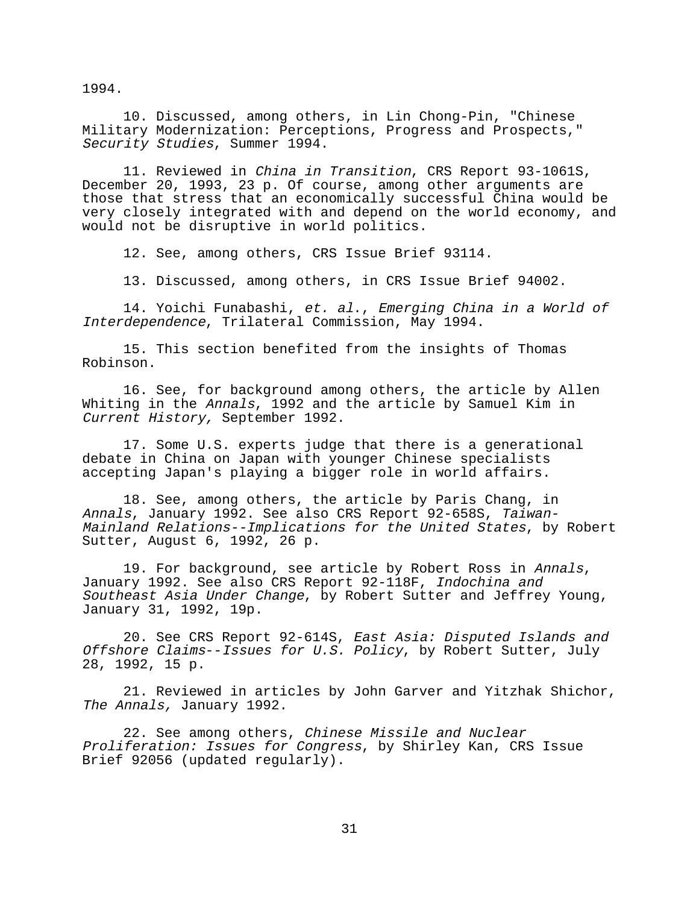1994.

10. Discussed, among others, in Lin Chong-Pin, "Chinese Military Modernization: Perceptions, Progress and Prospects," *Security Studies*, Summer 1994.

11. Reviewed in *China in Transition*, CRS Report 93-1061S, December 20, 1993, 23 p. Of course, among other arguments are those that stress that an economically successful China would be very closely integrated with and depend on the world economy, and would not be disruptive in world politics.

12. See, among others, CRS Issue Brief 93114.

13. Discussed, among others, in CRS Issue Brief 94002.

14. Yoichi Funabashi, *et. al*., *Emerging China in a World of Interdependence*, Trilateral Commission, May 1994.

15. This section benefited from the insights of Thomas Robinson.

16. See, for background among others, the article by Allen Whiting in the *Annals*, 1992 and the article by Samuel Kim in *Current History,* September 1992.

17. Some U.S. experts judge that there is a generational debate in China on Japan with younger Chinese specialists accepting Japan's playing a bigger role in world affairs.

18. See, among others, the article by Paris Chang, in *Annals*, January 1992. See also CRS Report 92-658S, *Taiwan-Mainland Relations--Implications for the United States*, by Robert Sutter, August 6, 1992, 26 p.

19. For background, see article by Robert Ross in *Annals*, January 1992. See also CRS Report 92-118F, *Indochina and Southeast Asia Under Change*, by Robert Sutter and Jeffrey Young, January 31, 1992, 19p.

20. See CRS Report 92-614S, *East Asia: Disputed Islands and Offshore Claims--Issues for U.S. Policy*, by Robert Sutter, July 28, 1992, 15 p.

21. Reviewed in articles by John Garver and Yitzhak Shichor, *The Annals,* January 1992.

22. See among others, *Chinese Missile and Nuclear Proliferation: Issues for Congress*, by Shirley Kan, CRS Issue Brief 92056 (updated regularly).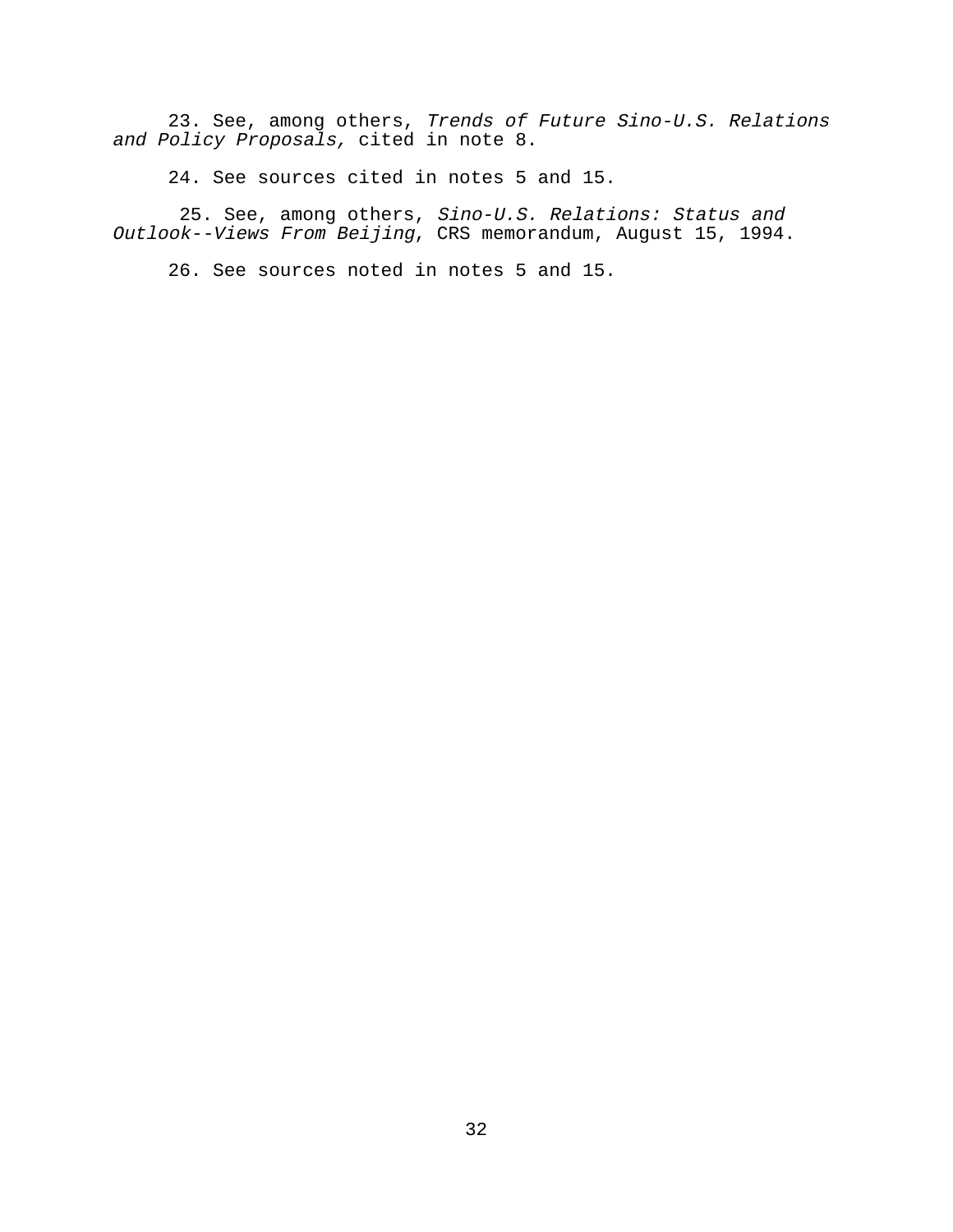23. See, among others, *Trends of Future Sino-U.S. Relations and Policy Proposals,* cited in note 8.

24. See sources cited in notes 5 and 15.

25. See, among others, *Sino-U.S. Relations: Status and Outlook--Views From Beijing*, CRS memorandum, August 15, 1994.

26. See sources noted in notes 5 and 15.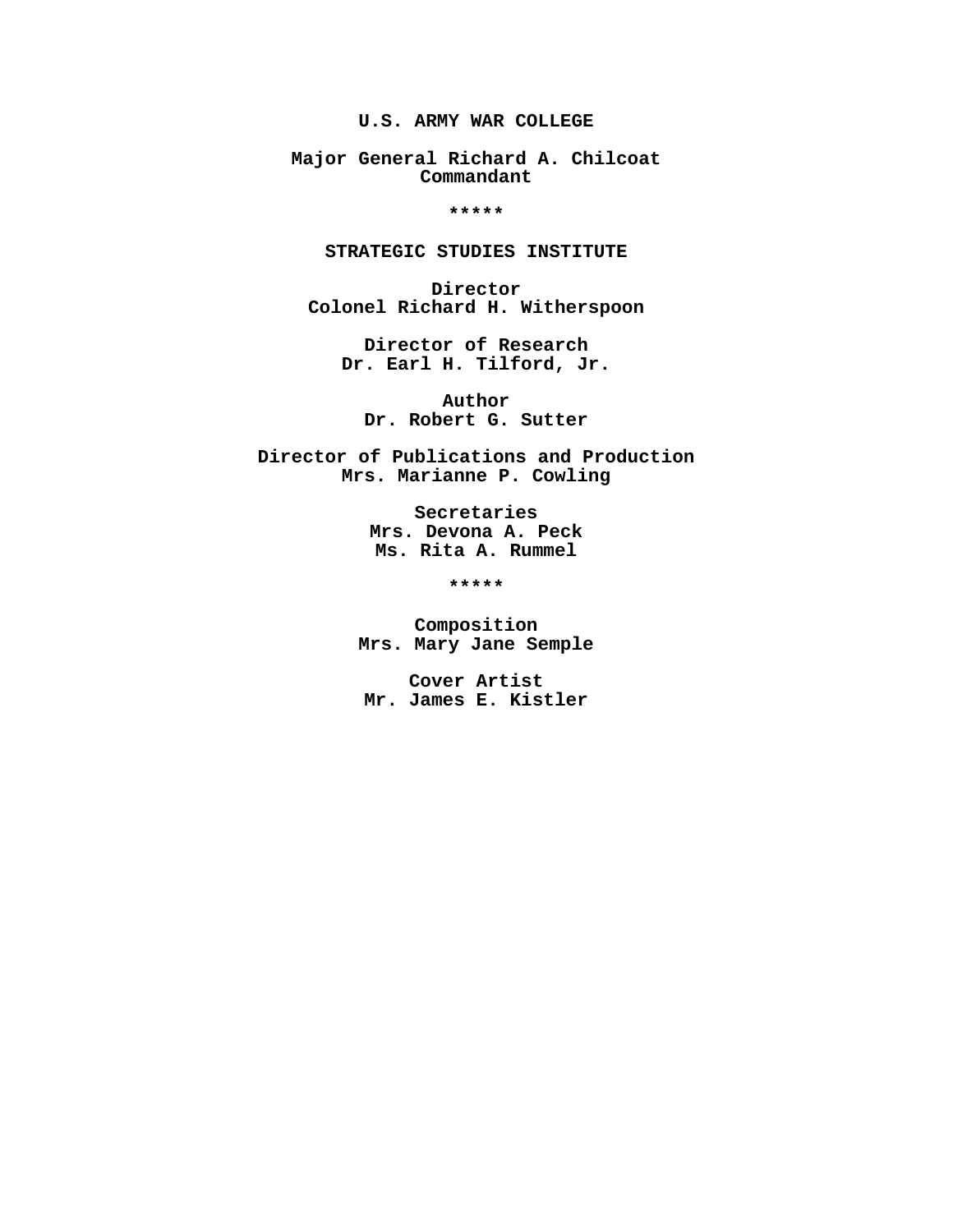**U.S. ARMY WAR COLLEGE**

**Major General Richard A. Chilcoat**
**Commandant**

*****

**STRATEGIC STUDIES INSTITUTE**

**Director**
**Colonel Richard H. Witherspoon**

**Director of Research**
**Dr. Earl H. Tilford, Jr.**

**Author**
**Dr. Robert G. Sutter**

**Director of Publications and Production**
**Mrs. Marianne P. Cowling**

**Secretaries**
**Mrs. Devona A. Peck**
**Ms. Rita A. Rummel**

*****

**Composition**
**Mrs. Mary Jane Semple**

**Cover Artist**
**Mr. James E. Kistler**